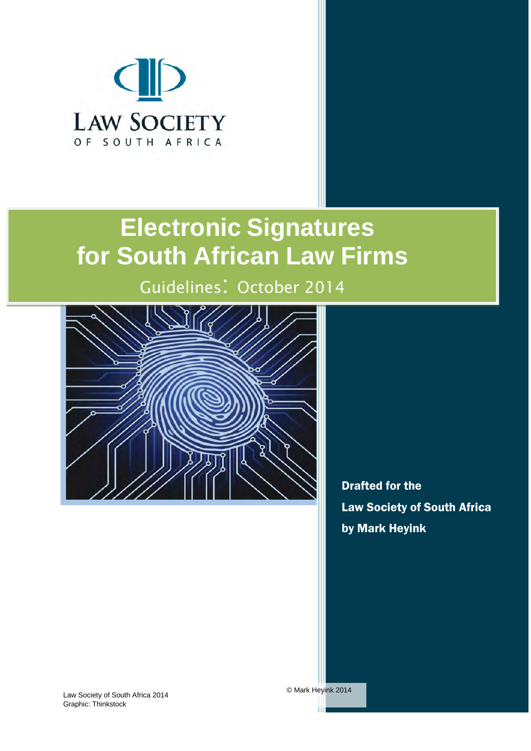LAW SOCIETY
OF SOUTH AFRICA

# Electronic Signatures for South African Law Firms

## Guidelines: October 2014

**Drafted for the**
**Law Society of South Africa**
**by Mark Heyink**

Law Society of South Africa 2014
Graphic: Thinkstock

© Mark Heyink 2014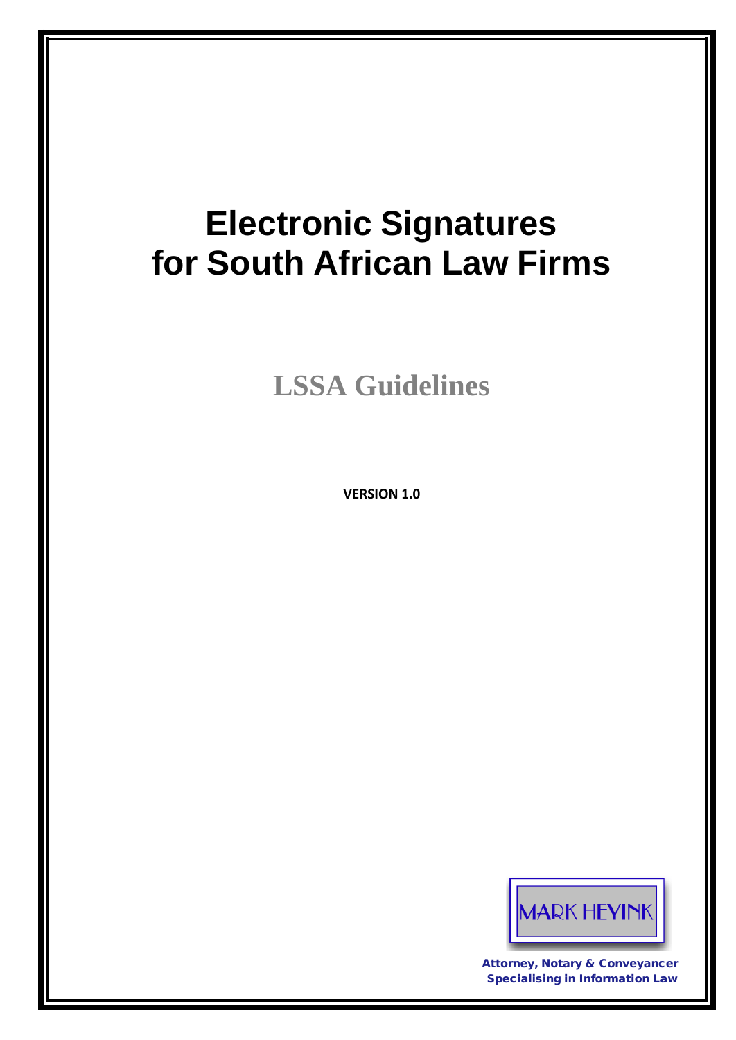# Electronic Signatures for South African Law Firms

## LSSA Guidelines

**VERSION 1.0**

MARK HEYINK

Attorney, Notary & Conveyancer
Specialising in Information Law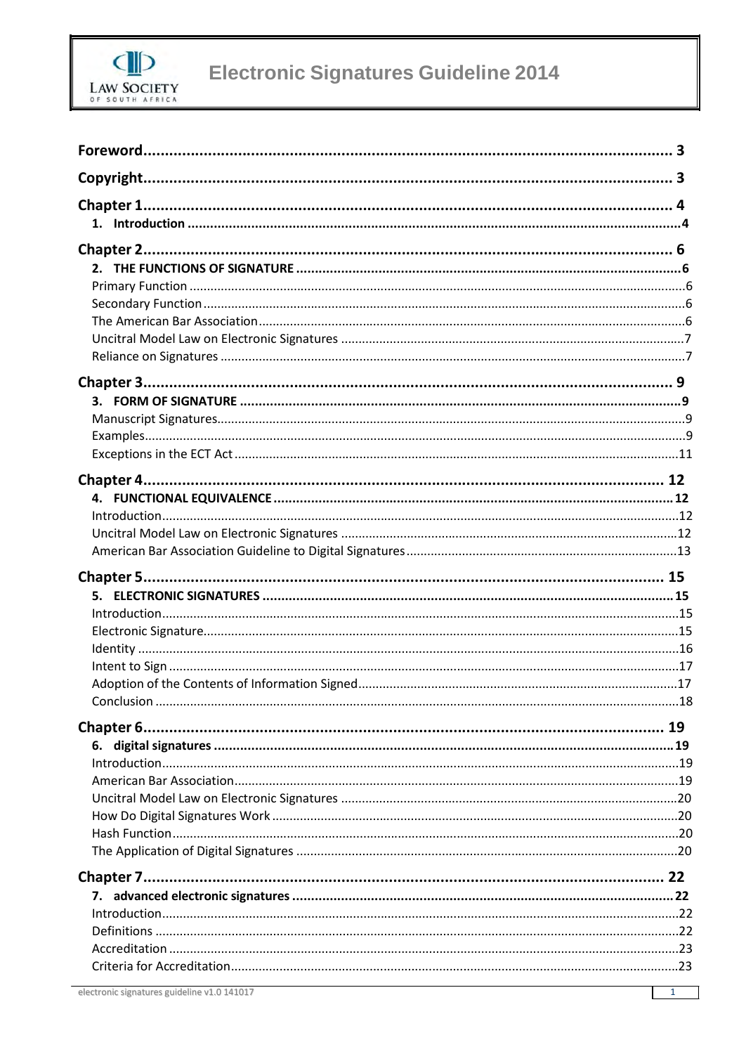| | |
|---|---|
| **Foreword** | **3** |
| **Copyright** | **3** |
| **Chapter 1** | **4** |
| **1. Introduction** | **4** |
| **Chapter 2** | **6** |
| **2. THE FUNCTIONS OF SIGNATURE** | **6** |
| Primary Function | 6 |
| Secondary Function | 6 |
| The American Bar Association | 6 |
| Uncitral Model Law on Electronic Signatures | 7 |
| Reliance on Signatures | 7 |
| **Chapter 3** | **9** |
| **3. FORM OF SIGNATURE** | **9** |
| Manuscript Signatures | 9 |
| Examples | 9 |
| Exceptions in the ECT Act | 11 |
| **Chapter 4** | **12** |
| **4. FUNCTIONAL EQUIVALENCE** | **12** |
| Introduction | 12 |
| Uncitral Model Law on Electronic Signatures | 12 |
| American Bar Association Guideline to Digital Signatures | 13 |
| **Chapter 5** | **15** |
| **5. ELECTRONIC SIGNATURES** | **15** |
| Introduction | 15 |
| Electronic Signature | 15 |
| Identity | 16 |
| Intent to Sign | 17 |
| Adoption of the Contents of Information Signed | 17 |
| Conclusion | 18 |
| **Chapter 6** | **19** |
| **6. digital signatures** | **19** |
| Introduction | 19 |
| American Bar Association | 19 |
| Uncitral Model Law on Electronic Signatures | 20 |
| How Do Digital Signatures Work | 20 |
| Hash Function | 20 |
| The Application of Digital Signatures | 20 |
| **Chapter 7** | **22** |
| **7. advanced electronic signatures** | **22** |
| Introduction | 22 |
| Definitions | 22 |
| Accreditation | 23 |
| Criteria for Accreditation | 23 |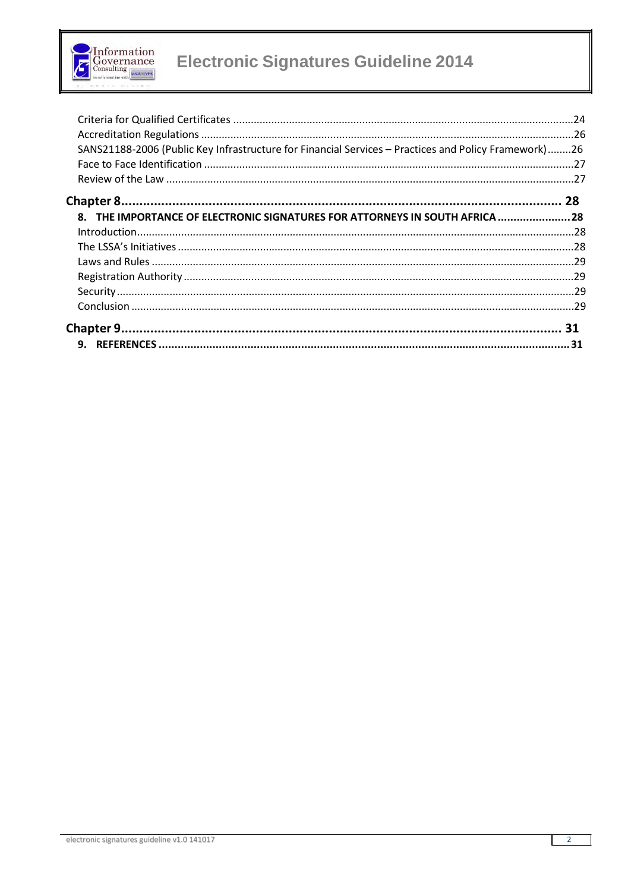Criteria for Qualified Certificates ....................................................................................................................24
Accreditation Regulations ..............................................................................................................................26
SANS21188-2006 (Public Key Infrastructure for Financial Services – Practices and Policy Framework)........26
Face to Face Identification .............................................................................................................................27
Review of the Law ..........................................................................................................................................27

**Chapter 8........................................................................................................................ 28**

**8. THE IMPORTANCE OF ELECTRONIC SIGNATURES FOR ATTORNEYS IN SOUTH AFRICA ....................... 28**

Introduction.....................................................................................................................................................28
The LSSA's Initiatives ......................................................................................................................................28
Laws and Rules ...............................................................................................................................................29
Registration Authority ....................................................................................................................................29
Security ...........................................................................................................................................................29
Conclusion ......................................................................................................................................................29

**Chapter 9........................................................................................................................ 31**

**9. REFERENCES .................................................................................................................................... 31**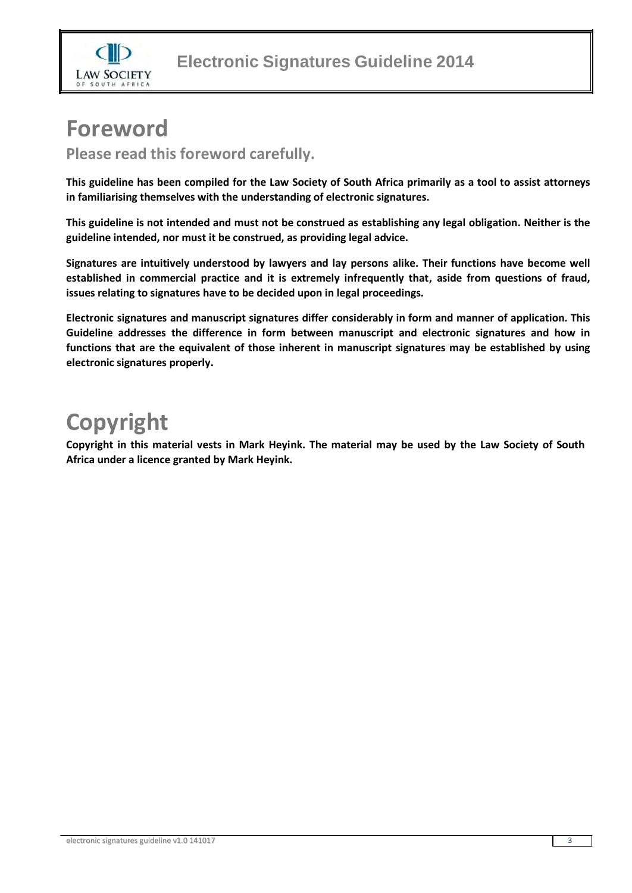# Foreword

## Please read this foreword carefully.

**This guideline has been compiled for the Law Society of South Africa primarily as a tool to assist attorneys in familiarising themselves with the understanding of electronic signatures.**

**This guideline is not intended and must not be construed as establishing any legal obligation. Neither is the guideline intended, nor must it be construed, as providing legal advice.**

**Signatures are intuitively understood by lawyers and lay persons alike. Their functions have become well established in commercial practice and it is extremely infrequently that, aside from questions of fraud, issues relating to signatures have to be decided upon in legal proceedings.**

**Electronic signatures and manuscript signatures differ considerably in form and manner of application. This Guideline addresses the difference in form between manuscript and electronic signatures and how in functions that are the equivalent of those inherent in manuscript signatures may be established by using electronic signatures properly.**

# Copyright

**Copyright in this material vests in Mark Heyink. The material may be used by the Law Society of South Africa under a licence granted by Mark Heyink.**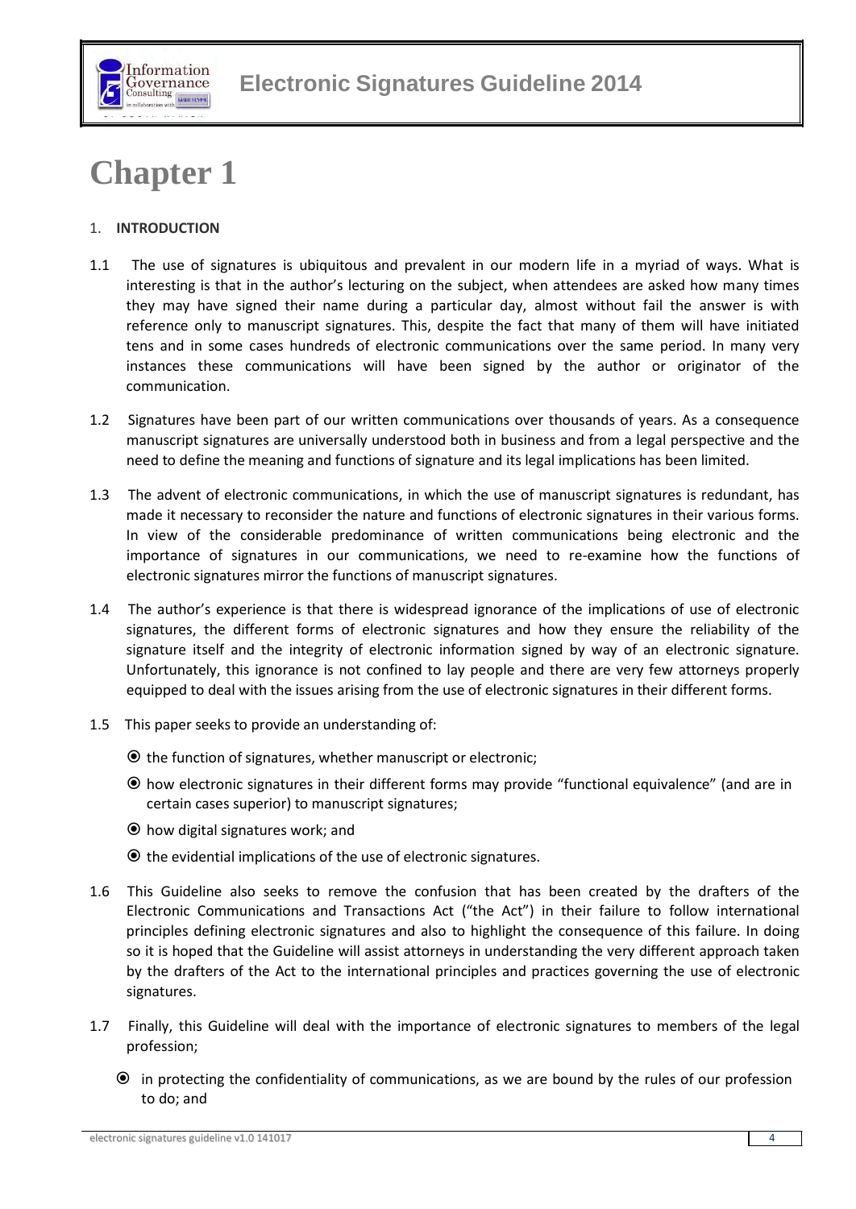# Chapter 1

1. **INTRODUCTION**

1.1 The use of signatures is ubiquitous and prevalent in our modern life in a myriad of ways. What is interesting is that in the author's lecturing on the subject, when attendees are asked how many times they may have signed their name during a particular day, almost without fail the answer is with reference only to manuscript signatures. This, despite the fact that many of them will have initiated tens and in some cases hundreds of electronic communications over the same period. In many very instances these communications will have been signed by the author or originator of the communication.

1.2 Signatures have been part of our written communications over thousands of years. As a consequence manuscript signatures are universally understood both in business and from a legal perspective and the need to define the meaning and functions of signature and its legal implications has been limited.

1.3 The advent of electronic communications, in which the use of manuscript signatures is redundant, has made it necessary to reconsider the nature and functions of electronic signatures in their various forms. In view of the considerable predominance of written communications being electronic and the importance of signatures in our communications, we need to re-examine how the functions of electronic signatures mirror the functions of manuscript signatures.

1.4 The author's experience is that there is widespread ignorance of the implications of use of electronic signatures, the different forms of electronic signatures and how they ensure the reliability of the signature itself and the integrity of electronic information signed by way of an electronic signature. Unfortunately, this ignorance is not confined to lay people and there are very few attorneys properly equipped to deal with the issues arising from the use of electronic signatures in their different forms.

1.5 This paper seeks to provide an understanding of:

- the function of signatures, whether manuscript or electronic;
- how electronic signatures in their different forms may provide "functional equivalence" (and are in certain cases superior) to manuscript signatures;
- how digital signatures work; and
- the evidential implications of the use of electronic signatures.

1.6 This Guideline also seeks to remove the confusion that has been created by the drafters of the Electronic Communications and Transactions Act ("the Act") in their failure to follow international principles defining electronic signatures and also to highlight the consequence of this failure. In doing so it is hoped that the Guideline will assist attorneys in understanding the very different approach taken by the drafters of the Act to the international principles and practices governing the use of electronic signatures.

1.7 Finally, this Guideline will deal with the importance of electronic signatures to members of the legal profession;

- in protecting the confidentiality of communications, as we are bound by the rules of our profession to do; and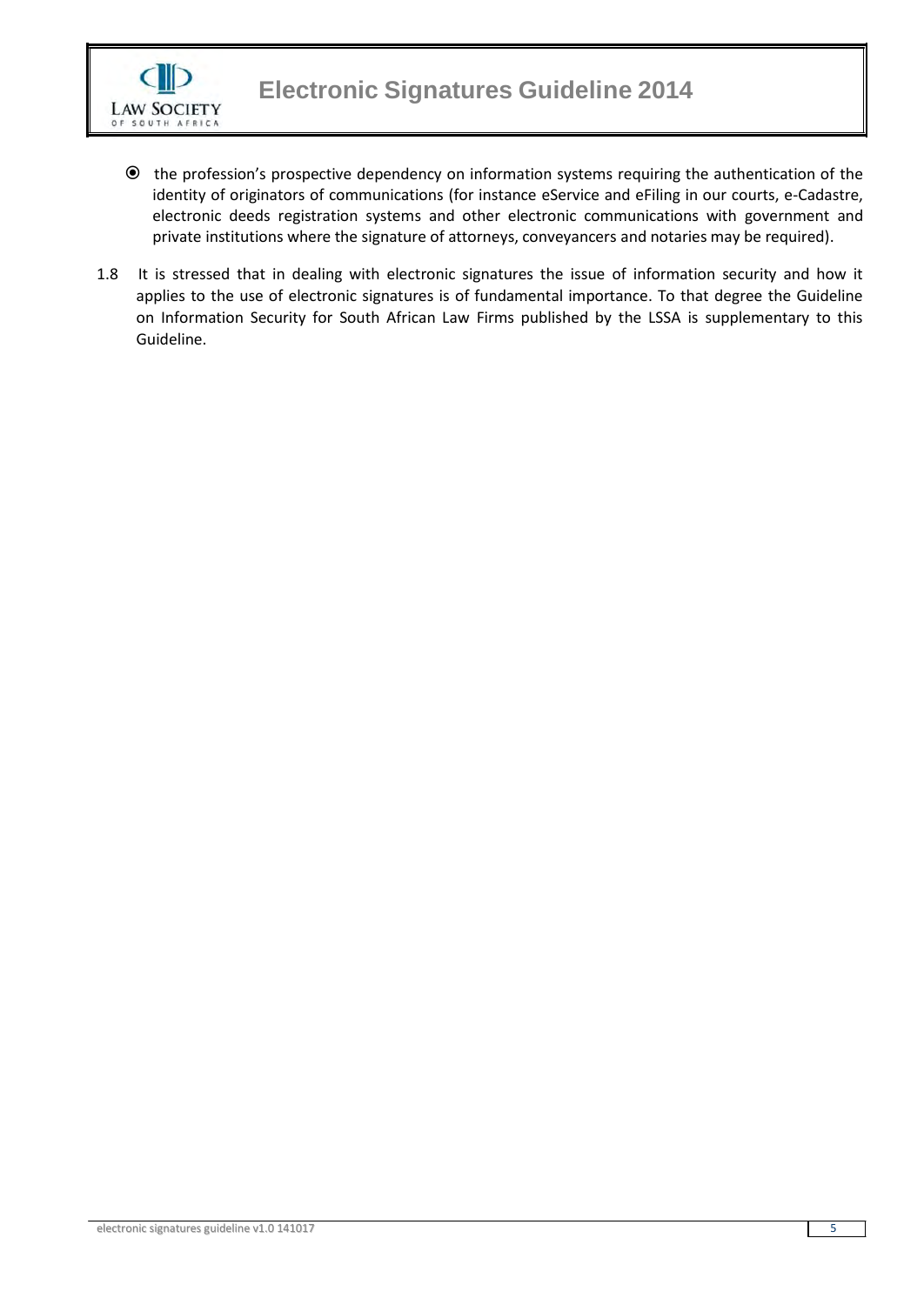- the profession's prospective dependency on information systems requiring the authentication of the identity of originators of communications (for instance eService and eFiling in our courts, e-Cadastre, electronic deeds registration systems and other electronic communications with government and private institutions where the signature of attorneys, conveyancers and notaries may be required).

1.8 It is stressed that in dealing with electronic signatures the issue of information security and how it applies to the use of electronic signatures is of fundamental importance. To that degree the Guideline on Information Security for South African Law Firms published by the LSSA is supplementary to this Guideline.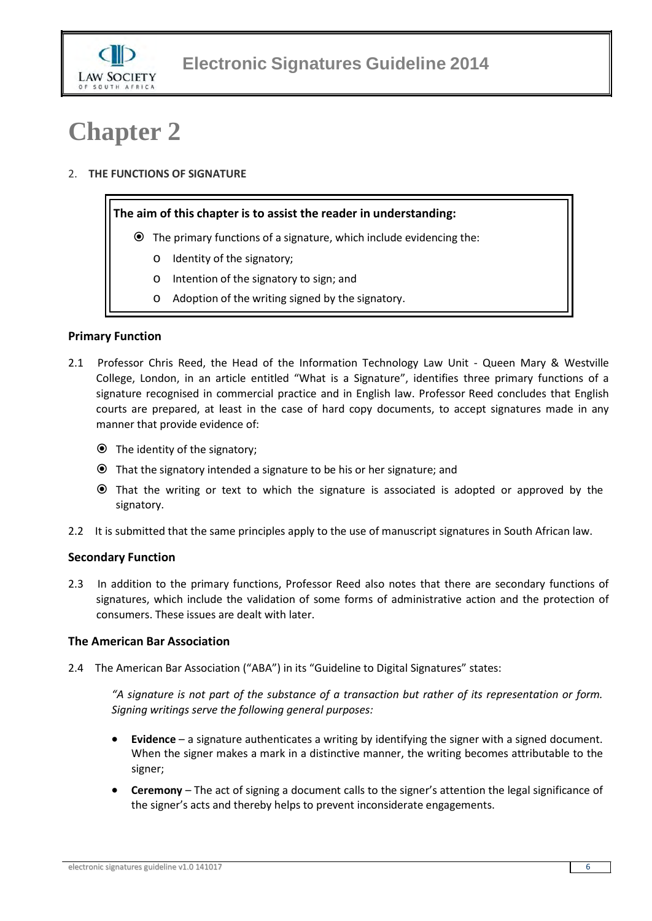# Chapter 2

## 2. THE FUNCTIONS OF SIGNATURE

**The aim of this chapter is to assist the reader in understanding:**

- The primary functions of a signature, which include evidencing the:
  - Identity of the signatory;
  - Intention of the signatory to sign; and
  - Adoption of the writing signed by the signatory.

### Primary Function

2.1 Professor Chris Reed, the Head of the Information Technology Law Unit - Queen Mary & Westville College, London, in an article entitled "What is a Signature", identifies three primary functions of a signature recognised in commercial practice and in English law. Professor Reed concludes that English courts are prepared, at least in the case of hard copy documents, to accept signatures made in any manner that provide evidence of:

- The identity of the signatory;
- That the signatory intended a signature to be his or her signature; and
- That the writing or text to which the signature is associated is adopted or approved by the signatory.

2.2 It is submitted that the same principles apply to the use of manuscript signatures in South African law.

### Secondary Function

2.3 In addition to the primary functions, Professor Reed also notes that there are secondary functions of signatures, which include the validation of some forms of administrative action and the protection of consumers. These issues are dealt with later.

### The American Bar Association

2.4 The American Bar Association ("ABA") in its "Guideline to Digital Signatures" states:

> *"A signature is not part of the substance of a transaction but rather of its representation or form. Signing writings serve the following general purposes:*
>
> - **Evidence** – a signature authenticates a writing by identifying the signer with a signed document. When the signer makes a mark in a distinctive manner, the writing becomes attributable to the signer;
> - **Ceremony** – The act of signing a document calls to the signer's attention the legal significance of the signer's acts and thereby helps to prevent inconsiderate engagements.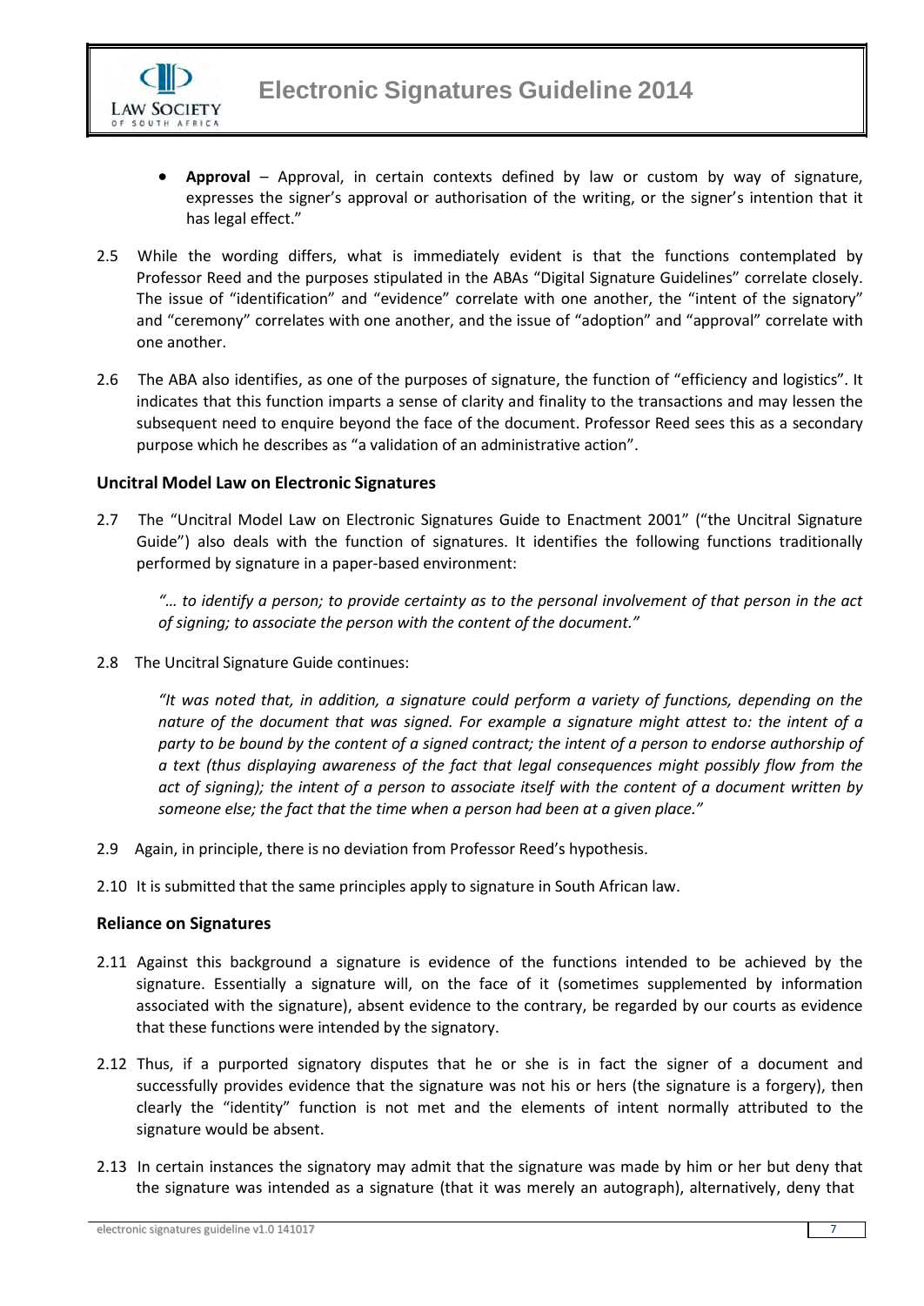- **Approval** – Approval, in certain contexts defined by law or custom by way of signature, expresses the signer's approval or authorisation of the writing, or the signer's intention that it has legal effect."

2.5 While the wording differs, what is immediately evident is that the functions contemplated by Professor Reed and the purposes stipulated in the ABAs "Digital Signature Guidelines" correlate closely. The issue of "identification" and "evidence" correlate with one another, the "intent of the signatory" and "ceremony" correlates with one another, and the issue of "adoption" and "approval" correlate with one another.

2.6 The ABA also identifies, as one of the purposes of signature, the function of "efficiency and logistics". It indicates that this function imparts a sense of clarity and finality to the transactions and may lessen the subsequent need to enquire beyond the face of the document. Professor Reed sees this as a secondary purpose which he describes as "a validation of an administrative action".

### Uncitral Model Law on Electronic Signatures

2.7 The "Uncitral Model Law on Electronic Signatures Guide to Enactment 2001" ("the Uncitral Signature Guide") also deals with the function of signatures. It identifies the following functions traditionally performed by signature in a paper-based environment:

> *"… to identify a person; to provide certainty as to the personal involvement of that person in the act of signing; to associate the person with the content of the document."*

2.8 The Uncitral Signature Guide continues:

> *"It was noted that, in addition, a signature could perform a variety of functions, depending on the nature of the document that was signed. For example a signature might attest to: the intent of a party to be bound by the content of a signed contract; the intent of a person to endorse authorship of a text (thus displaying awareness of the fact that legal consequences might possibly flow from the act of signing); the intent of a person to associate itself with the content of a document written by someone else; the fact that the time when a person had been at a given place."*

2.9 Again, in principle, there is no deviation from Professor Reed's hypothesis.

2.10 It is submitted that the same principles apply to signature in South African law.

### Reliance on Signatures

2.11 Against this background a signature is evidence of the functions intended to be achieved by the signature. Essentially a signature will, on the face of it (sometimes supplemented by information associated with the signature), absent evidence to the contrary, be regarded by our courts as evidence that these functions were intended by the signatory.

2.12 Thus, if a purported signatory disputes that he or she is in fact the signer of a document and successfully provides evidence that the signature was not his or hers (the signature is a forgery), then clearly the "identity" function is not met and the elements of intent normally attributed to the signature would be absent.

2.13 In certain instances the signatory may admit that the signature was made by him or her but deny that the signature was intended as a signature (that it was merely an autograph), alternatively, deny that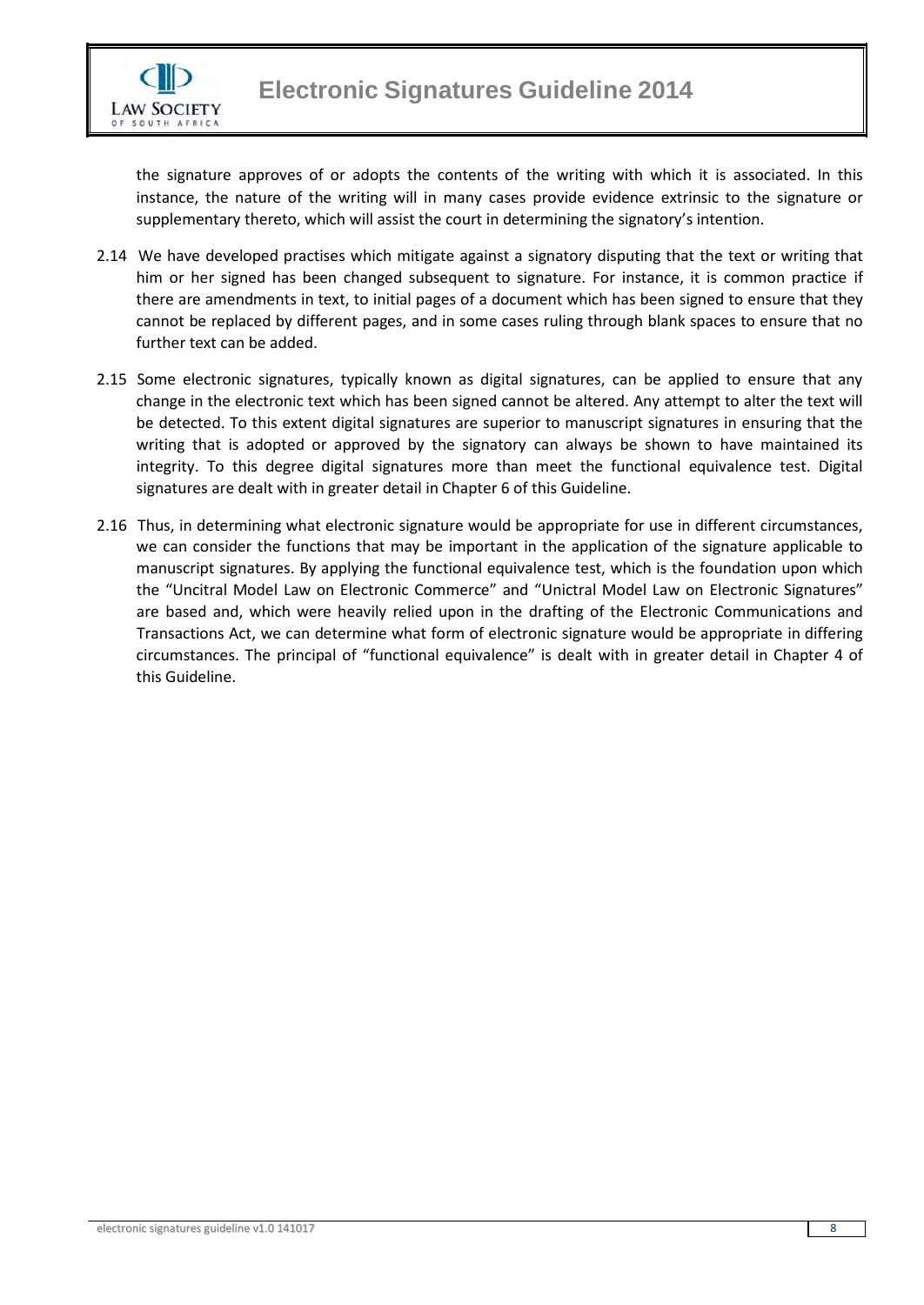the signature approves of or adopts the contents of the writing with which it is associated. In this instance, the nature of the writing will in many cases provide evidence extrinsic to the signature or supplementary thereto, which will assist the court in determining the signatory's intention.

2.14 We have developed practises which mitigate against a signatory disputing that the text or writing that him or her signed has been changed subsequent to signature. For instance, it is common practice if there are amendments in text, to initial pages of a document which has been signed to ensure that they cannot be replaced by different pages, and in some cases ruling through blank spaces to ensure that no further text can be added.

2.15 Some electronic signatures, typically known as digital signatures, can be applied to ensure that any change in the electronic text which has been signed cannot be altered. Any attempt to alter the text will be detected. To this extent digital signatures are superior to manuscript signatures in ensuring that the writing that is adopted or approved by the signatory can always be shown to have maintained its integrity. To this degree digital signatures more than meet the functional equivalence test. Digital signatures are dealt with in greater detail in Chapter 6 of this Guideline.

2.16 Thus, in determining what electronic signature would be appropriate for use in different circumstances, we can consider the functions that may be important in the application of the signature applicable to manuscript signatures. By applying the functional equivalence test, which is the foundation upon which the "Uncitral Model Law on Electronic Commerce" and "Unictral Model Law on Electronic Signatures" are based and, which were heavily relied upon in the drafting of the Electronic Communications and Transactions Act, we can determine what form of electronic signature would be appropriate in differing circumstances. The principal of "functional equivalence" is dealt with in greater detail in Chapter 4 of this Guideline.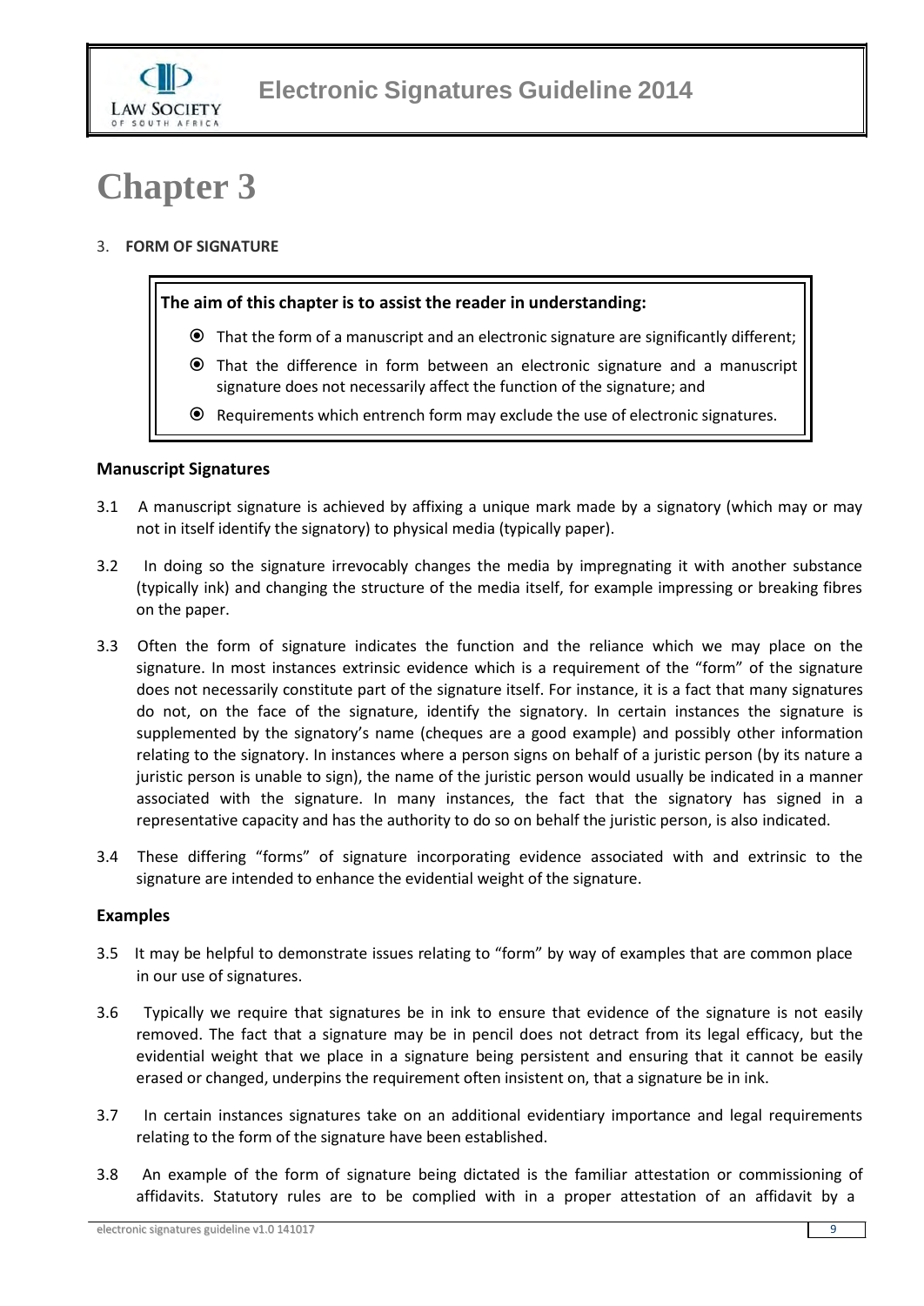# Chapter 3

3. **FORM OF SIGNATURE**

**The aim of this chapter is to assist the reader in understanding:**

- That the form of a manuscript and an electronic signature are significantly different;
- That the difference in form between an electronic signature and a manuscript signature does not necessarily affect the function of the signature; and
- Requirements which entrench form may exclude the use of electronic signatures.

## Manuscript Signatures

3.1 A manuscript signature is achieved by affixing a unique mark made by a signatory (which may or may not in itself identify the signatory) to physical media (typically paper).

3.2 In doing so the signature irrevocably changes the media by impregnating it with another substance (typically ink) and changing the structure of the media itself, for example impressing or breaking fibres on the paper.

3.3 Often the form of signature indicates the function and the reliance which we may place on the signature. In most instances extrinsic evidence which is a requirement of the "form" of the signature does not necessarily constitute part of the signature itself. For instance, it is a fact that many signatures do not, on the face of the signature, identify the signatory. In certain instances the signature is supplemented by the signatory's name (cheques are a good example) and possibly other information relating to the signatory. In instances where a person signs on behalf of a juristic person (by its nature a juristic person is unable to sign), the name of the juristic person would usually be indicated in a manner associated with the signature. In many instances, the fact that the signatory has signed in a representative capacity and has the authority to do so on behalf the juristic person, is also indicated.

3.4 These differing "forms" of signature incorporating evidence associated with and extrinsic to the signature are intended to enhance the evidential weight of the signature.

## Examples

3.5 It may be helpful to demonstrate issues relating to "form" by way of examples that are common place in our use of signatures.

3.6 Typically we require that signatures be in ink to ensure that evidence of the signature is not easily removed. The fact that a signature may be in pencil does not detract from its legal efficacy, but the evidential weight that we place in a signature being persistent and ensuring that it cannot be easily erased or changed, underpins the requirement often insistent on, that a signature be in ink.

3.7 In certain instances signatures take on an additional evidentiary importance and legal requirements relating to the form of the signature have been established.

3.8 An example of the form of signature being dictated is the familiar attestation or commissioning of affidavits. Statutory rules are to be complied with in a proper attestation of an affidavit by a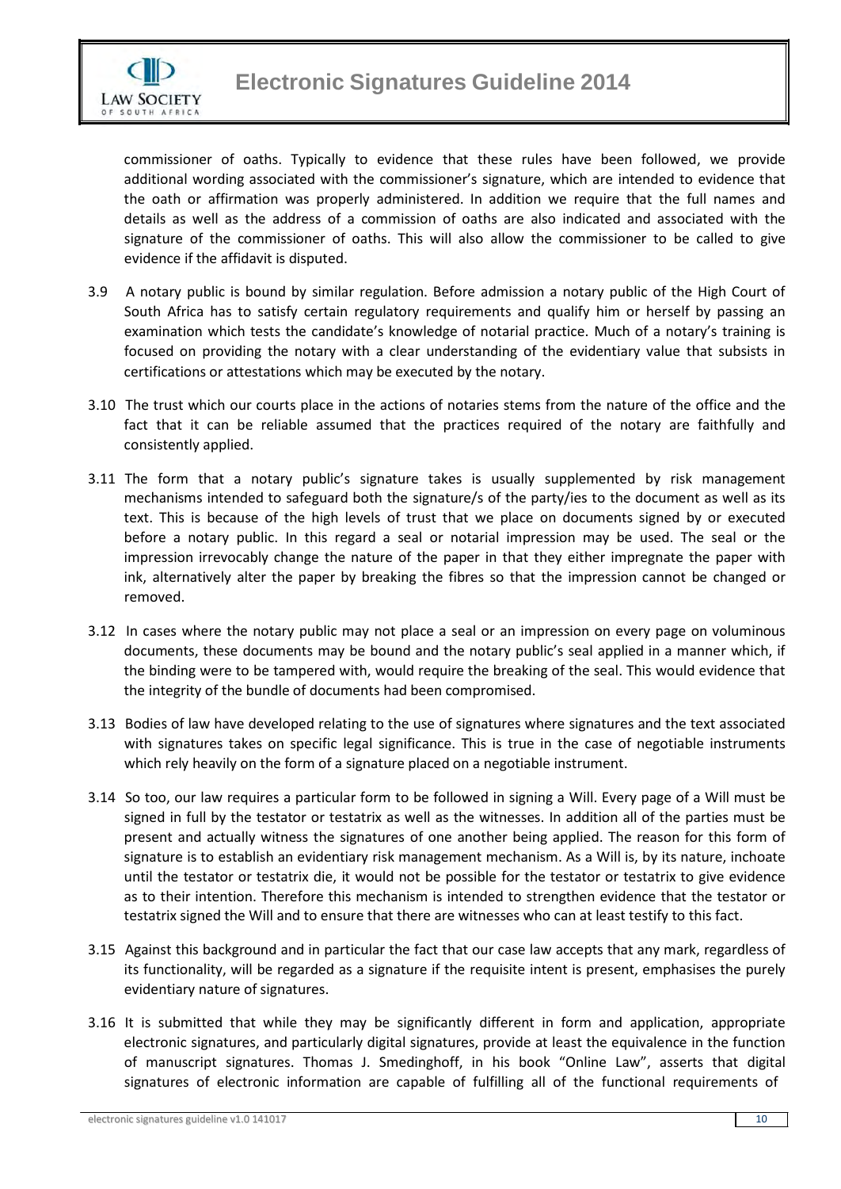commissioner of oaths. Typically to evidence that these rules have been followed, we provide additional wording associated with the commissioner's signature, which are intended to evidence that the oath or affirmation was properly administered. In addition we require that the full names and details as well as the address of a commission of oaths are also indicated and associated with the signature of the commissioner of oaths. This will also allow the commissioner to be called to give evidence if the affidavit is disputed.

3.9 A notary public is bound by similar regulation. Before admission a notary public of the High Court of South Africa has to satisfy certain regulatory requirements and qualify him or herself by passing an examination which tests the candidate's knowledge of notarial practice. Much of a notary's training is focused on providing the notary with a clear understanding of the evidentiary value that subsists in certifications or attestations which may be executed by the notary.

3.10 The trust which our courts place in the actions of notaries stems from the nature of the office and the fact that it can be reliable assumed that the practices required of the notary are faithfully and consistently applied.

3.11 The form that a notary public's signature takes is usually supplemented by risk management mechanisms intended to safeguard both the signature/s of the party/ies to the document as well as its text. This is because of the high levels of trust that we place on documents signed by or executed before a notary public. In this regard a seal or notarial impression may be used. The seal or the impression irrevocably change the nature of the paper in that they either impregnate the paper with ink, alternatively alter the paper by breaking the fibres so that the impression cannot be changed or removed.

3.12 In cases where the notary public may not place a seal or an impression on every page on voluminous documents, these documents may be bound and the notary public's seal applied in a manner which, if the binding were to be tampered with, would require the breaking of the seal. This would evidence that the integrity of the bundle of documents had been compromised.

3.13 Bodies of law have developed relating to the use of signatures where signatures and the text associated with signatures takes on specific legal significance. This is true in the case of negotiable instruments which rely heavily on the form of a signature placed on a negotiable instrument.

3.14 So too, our law requires a particular form to be followed in signing a Will. Every page of a Will must be signed in full by the testator or testatrix as well as the witnesses. In addition all of the parties must be present and actually witness the signatures of one another being applied. The reason for this form of signature is to establish an evidentiary risk management mechanism. As a Will is, by its nature, inchoate until the testator or testatrix die, it would not be possible for the testator or testatrix to give evidence as to their intention. Therefore this mechanism is intended to strengthen evidence that the testator or testatrix signed the Will and to ensure that there are witnesses who can at least testify to this fact.

3.15 Against this background and in particular the fact that our case law accepts that any mark, regardless of its functionality, will be regarded as a signature if the requisite intent is present, emphasises the purely evidentiary nature of signatures.

3.16 It is submitted that while they may be significantly different in form and application, appropriate electronic signatures, and particularly digital signatures, provide at least the equivalence in the function of manuscript signatures. Thomas J. Smedinghoff, in his book "Online Law", asserts that digital signatures of electronic information are capable of fulfilling all of the functional requirements of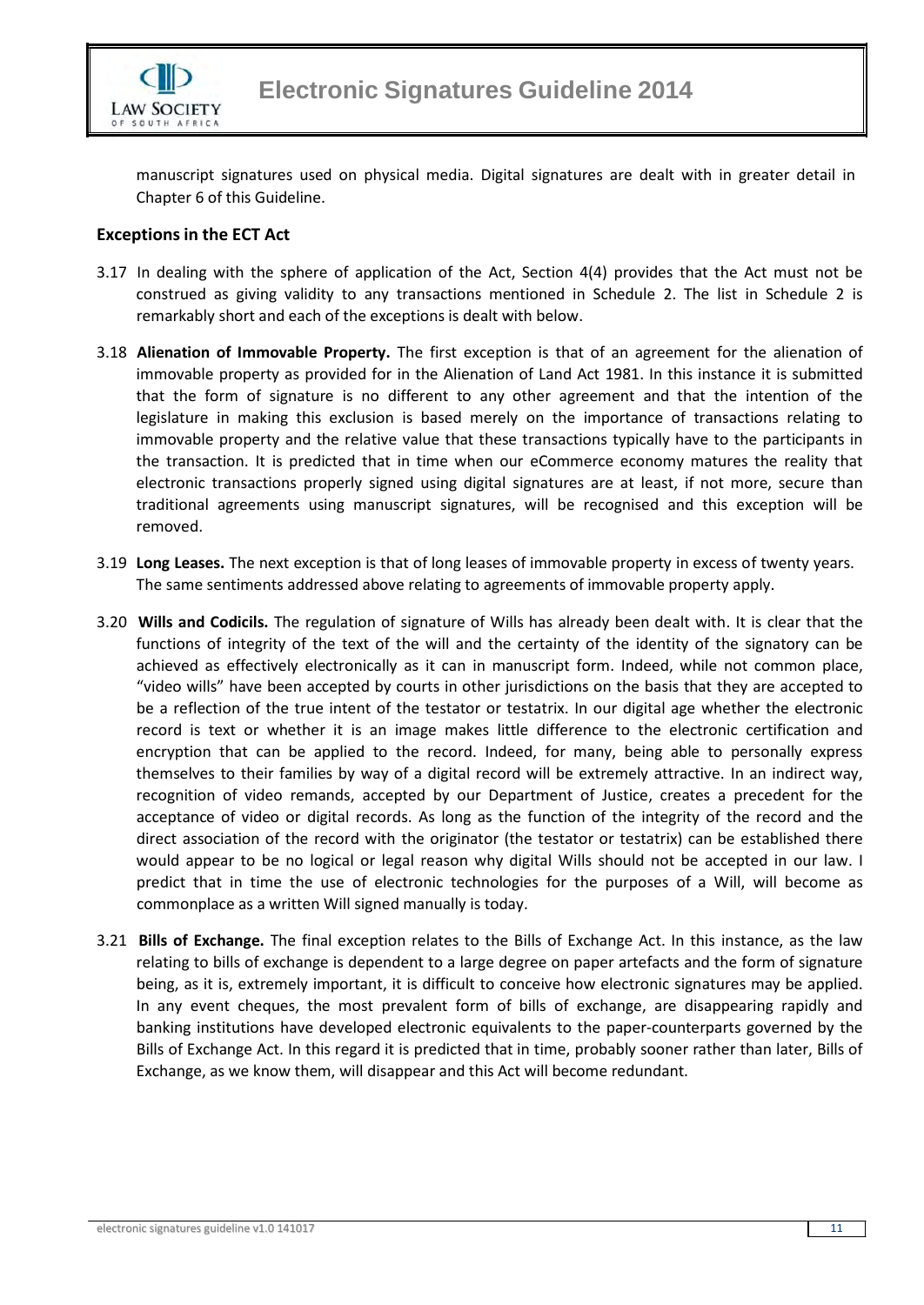manuscript signatures used on physical media. Digital signatures are dealt with in greater detail in Chapter 6 of this Guideline.

### Exceptions in the ECT Act

3.17 In dealing with the sphere of application of the Act, Section 4(4) provides that the Act must not be construed as giving validity to any transactions mentioned in Schedule 2. The list in Schedule 2 is remarkably short and each of the exceptions is dealt with below.

3.18 **Alienation of Immovable Property.** The first exception is that of an agreement for the alienation of immovable property as provided for in the Alienation of Land Act 1981. In this instance it is submitted that the form of signature is no different to any other agreement and that the intention of the legislature in making this exclusion is based merely on the importance of transactions relating to immovable property and the relative value that these transactions typically have to the participants in the transaction. It is predicted that in time when our eCommerce economy matures the reality that electronic transactions properly signed using digital signatures are at least, if not more, secure than traditional agreements using manuscript signatures, will be recognised and this exception will be removed.

3.19 **Long Leases.** The next exception is that of long leases of immovable property in excess of twenty years. The same sentiments addressed above relating to agreements of immovable property apply.

3.20 **Wills and Codicils.** The regulation of signature of Wills has already been dealt with. It is clear that the functions of integrity of the text of the will and the certainty of the identity of the signatory can be achieved as effectively electronically as it can in manuscript form. Indeed, while not common place, "video wills" have been accepted by courts in other jurisdictions on the basis that they are accepted to be a reflection of the true intent of the testator or testatrix. In our digital age whether the electronic record is text or whether it is an image makes little difference to the electronic certification and encryption that can be applied to the record. Indeed, for many, being able to personally express themselves to their families by way of a digital record will be extremely attractive. In an indirect way, recognition of video remands, accepted by our Department of Justice, creates a precedent for the acceptance of video or digital records. As long as the function of the integrity of the record and the direct association of the record with the originator (the testator or testatrix) can be established there would appear to be no logical or legal reason why digital Wills should not be accepted in our law. I predict that in time the use of electronic technologies for the purposes of a Will, will become as commonplace as a written Will signed manually is today.

3.21 **Bills of Exchange.** The final exception relates to the Bills of Exchange Act. In this instance, as the law relating to bills of exchange is dependent to a large degree on paper artefacts and the form of signature being, as it is, extremely important, it is difficult to conceive how electronic signatures may be applied. In any event cheques, the most prevalent form of bills of exchange, are disappearing rapidly and banking institutions have developed electronic equivalents to the paper-counterparts governed by the Bills of Exchange Act. In this regard it is predicted that in time, probably sooner rather than later, Bills of Exchange, as we know them, will disappear and this Act will become redundant.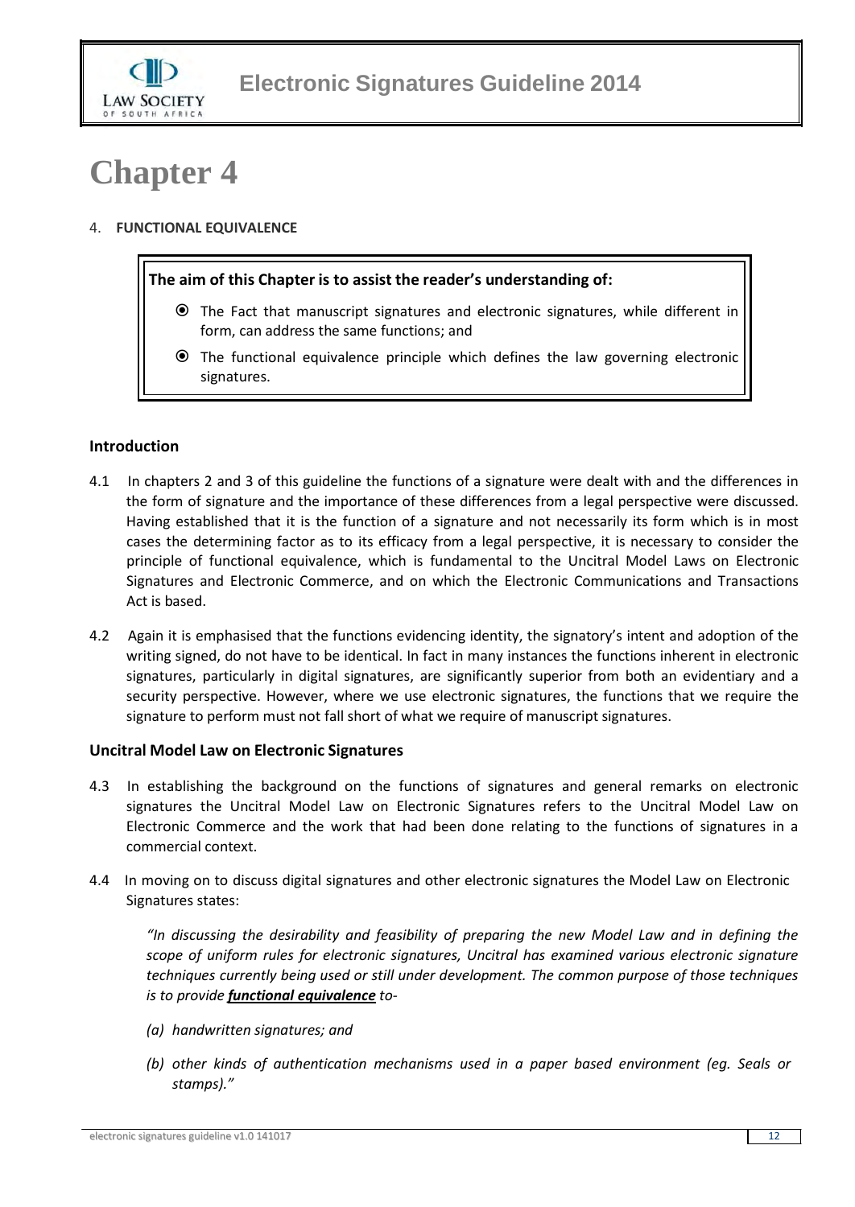# Chapter 4

4. **FUNCTIONAL EQUIVALENCE**

**The aim of this Chapter is to assist the reader's understanding of:**

- The Fact that manuscript signatures and electronic signatures, while different in form, can address the same functions; and
- The functional equivalence principle which defines the law governing electronic signatures.

### Introduction

4.1 In chapters 2 and 3 of this guideline the functions of a signature were dealt with and the differences in the form of signature and the importance of these differences from a legal perspective were discussed. Having established that it is the function of a signature and not necessarily its form which is in most cases the determining factor as to its efficacy from a legal perspective, it is necessary to consider the principle of functional equivalence, which is fundamental to the Uncitral Model Laws on Electronic Signatures and Electronic Commerce, and on which the Electronic Communications and Transactions Act is based.

4.2 Again it is emphasised that the functions evidencing identity, the signatory's intent and adoption of the writing signed, do not have to be identical. In fact in many instances the functions inherent in electronic signatures, particularly in digital signatures, are significantly superior from both an evidentiary and a security perspective. However, where we use electronic signatures, the functions that we require the signature to perform must not fall short of what we require of manuscript signatures.

### Uncitral Model Law on Electronic Signatures

4.3 In establishing the background on the functions of signatures and general remarks on electronic signatures the Uncitral Model Law on Electronic Signatures refers to the Uncitral Model Law on Electronic Commerce and the work that had been done relating to the functions of signatures in a commercial context.

4.4 In moving on to discuss digital signatures and other electronic signatures the Model Law on Electronic Signatures states:

> *"In discussing the desirability and feasibility of preparing the new Model Law and in defining the scope of uniform rules for electronic signatures, Uncitral has examined various electronic signature techniques currently being used or still under development. The common purpose of those techniques is to provide **functional equivalence** to-*
>
> *(a) handwritten signatures; and*
>
> *(b) other kinds of authentication mechanisms used in a paper based environment (eg. Seals or stamps)."*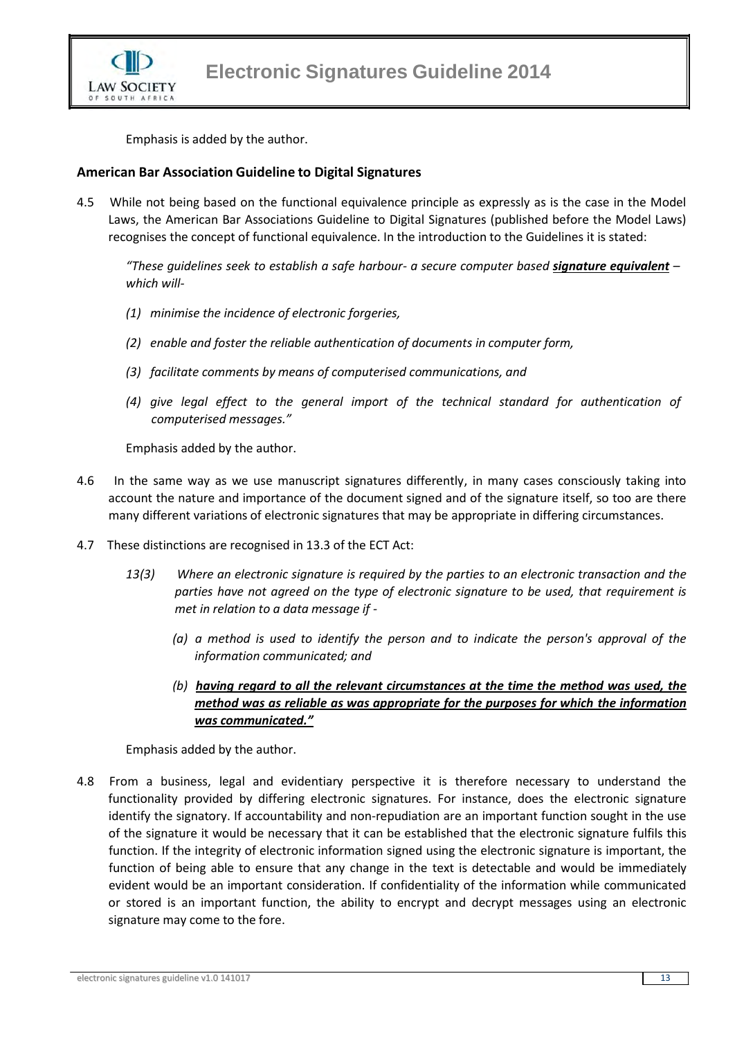Emphasis is added by the author.

### American Bar Association Guideline to Digital Signatures

4.5 While not being based on the functional equivalence principle as expressly as is the case in the Model Laws, the American Bar Associations Guideline to Digital Signatures (published before the Model Laws) recognises the concept of functional equivalence. In the introduction to the Guidelines it is stated:

*"These guidelines seek to establish a safe harbour- a secure computer based **signature equivalent** – which will-*

*(1) minimise the incidence of electronic forgeries,*

*(2) enable and foster the reliable authentication of documents in computer form,*

*(3) facilitate comments by means of computerised communications, and*

*(4) give legal effect to the general import of the technical standard for authentication of computerised messages."*

Emphasis added by the author.

4.6 In the same way as we use manuscript signatures differently, in many cases consciously taking into account the nature and importance of the document signed and of the signature itself, so too are there many different variations of electronic signatures that may be appropriate in differing circumstances.

4.7 These distinctions are recognised in 13.3 of the ECT Act:

*13(3) Where an electronic signature is required by the parties to an electronic transaction and the parties have not agreed on the type of electronic signature to be used, that requirement is met in relation to a data message if -*

*(a) a method is used to identify the person and to indicate the person's approval of the information communicated; and*

*(b) **having regard to all the relevant circumstances at the time the method was used, the method was as reliable as was appropriate for the purposes for which the information was communicated."***

Emphasis added by the author.

4.8 From a business, legal and evidentiary perspective it is therefore necessary to understand the functionality provided by differing electronic signatures. For instance, does the electronic signature identify the signatory. If accountability and non-repudiation are an important function sought in the use of the signature it would be necessary that it can be established that the electronic signature fulfils this function. If the integrity of electronic information signed using the electronic signature is important, the function of being able to ensure that any change in the text is detectable and would be immediately evident would be an important consideration. If confidentiality of the information while communicated or stored is an important function, the ability to encrypt and decrypt messages using an electronic signature may come to the fore.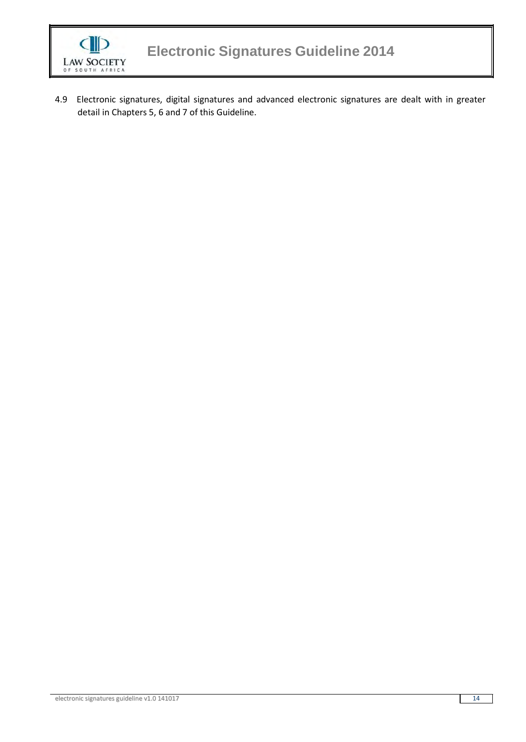4.9 Electronic signatures, digital signatures and advanced electronic signatures are dealt with in greater detail in Chapters 5, 6 and 7 of this Guideline.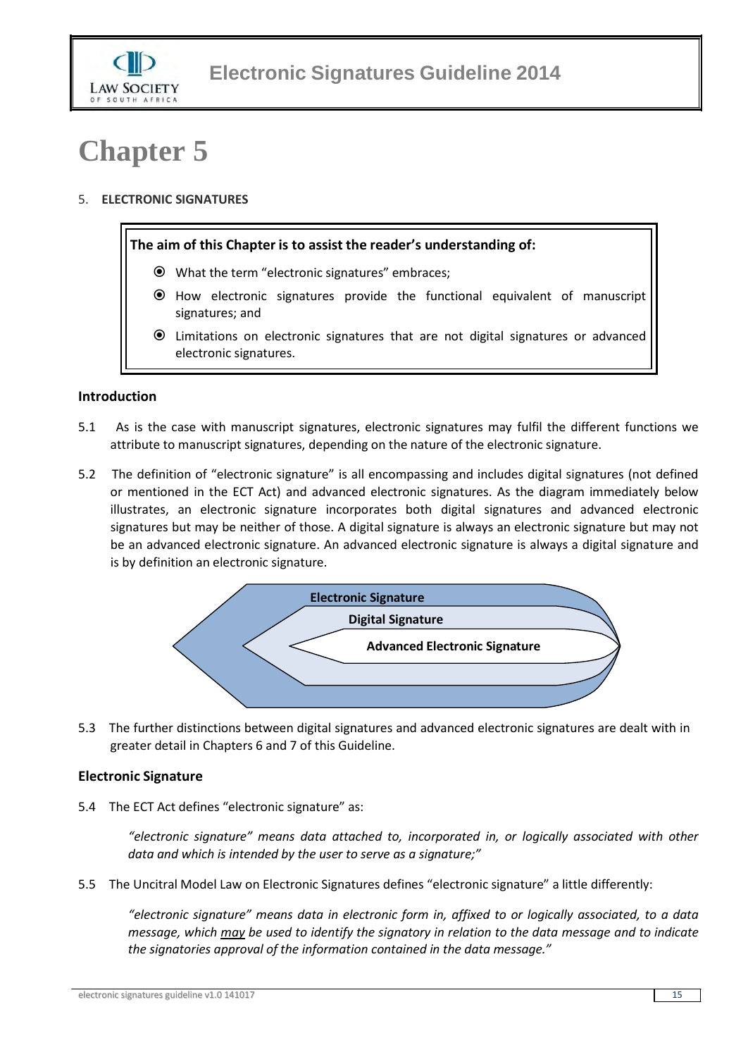# Chapter 5

5. **ELECTRONIC SIGNATURES**

**The aim of this Chapter is to assist the reader's understanding of:**

- What the term "electronic signatures" embraces;
- How electronic signatures provide the functional equivalent of manuscript signatures; and
- Limitations on electronic signatures that are not digital signatures or advanced electronic signatures.

### Introduction

5.1 As is the case with manuscript signatures, electronic signatures may fulfil the different functions we attribute to manuscript signatures, depending on the nature of the electronic signature.

5.2 The definition of "electronic signature" is all encompassing and includes digital signatures (not defined or mentioned in the ECT Act) and advanced electronic signatures. As the diagram immediately below illustrates, an electronic signature incorporates both digital signatures and advanced electronic signatures but may be neither of those. A digital signature is always an electronic signature but may not be an advanced electronic signature. An advanced electronic signature is always a digital signature and is by definition an electronic signature.

**Electronic Signature**
**Digital Signature**
**Advanced Electronic Signature**

5.3 The further distinctions between digital signatures and advanced electronic signatures are dealt with in greater detail in Chapters 6 and 7 of this Guideline.

### Electronic Signature

5.4 The ECT Act defines "electronic signature" as:

> *"electronic signature" means data attached to, incorporated in, or logically associated with other data and which is intended by the user to serve as a signature;"*

5.5 The Uncitral Model Law on Electronic Signatures defines "electronic signature" a little differently:

> *"electronic signature" means data in electronic form in, affixed to or logically associated, to a data message, which may be used to identify the signatory in relation to the data message and to indicate the signatories approval of the information contained in the data message."*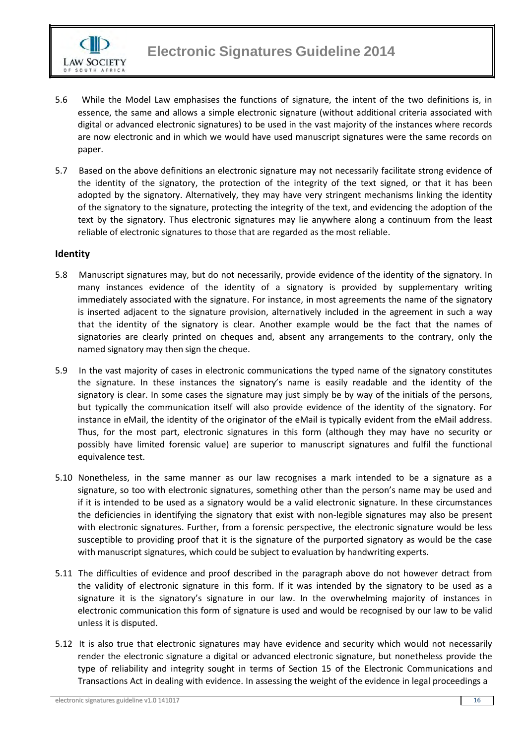5.6 While the Model Law emphasises the functions of signature, the intent of the two definitions is, in essence, the same and allows a simple electronic signature (without additional criteria associated with digital or advanced electronic signatures) to be used in the vast majority of the instances where records are now electronic and in which we would have used manuscript signatures were the same records on paper.

5.7 Based on the above definitions an electronic signature may not necessarily facilitate strong evidence of the identity of the signatory, the protection of the integrity of the text signed, or that it has been adopted by the signatory. Alternatively, they may have very stringent mechanisms linking the identity of the signatory to the signature, protecting the integrity of the text, and evidencing the adoption of the text by the signatory. Thus electronic signatures may lie anywhere along a continuum from the least reliable of electronic signatures to those that are regarded as the most reliable.

## Identity

5.8 Manuscript signatures may, but do not necessarily, provide evidence of the identity of the signatory. In many instances evidence of the identity of a signatory is provided by supplementary writing immediately associated with the signature. For instance, in most agreements the name of the signatory is inserted adjacent to the signature provision, alternatively included in the agreement in such a way that the identity of the signatory is clear. Another example would be the fact that the names of signatories are clearly printed on cheques and, absent any arrangements to the contrary, only the named signatory may then sign the cheque.

5.9 In the vast majority of cases in electronic communications the typed name of the signatory constitutes the signature. In these instances the signatory's name is easily readable and the identity of the signatory is clear. In some cases the signature may just simply be by way of the initials of the persons, but typically the communication itself will also provide evidence of the identity of the signatory. For instance in eMail, the identity of the originator of the eMail is typically evident from the eMail address. Thus, for the most part, electronic signatures in this form (although they may have no security or possibly have limited forensic value) are superior to manuscript signatures and fulfil the functional equivalence test.

5.10 Nonetheless, in the same manner as our law recognises a mark intended to be a signature as a signature, so too with electronic signatures, something other than the person's name may be used and if it is intended to be used as a signatory would be a valid electronic signature. In these circumstances the deficiencies in identifying the signatory that exist with non-legible signatures may also be present with electronic signatures. Further, from a forensic perspective, the electronic signature would be less susceptible to providing proof that it is the signature of the purported signatory as would be the case with manuscript signatures, which could be subject to evaluation by handwriting experts.

5.11 The difficulties of evidence and proof described in the paragraph above do not however detract from the validity of electronic signature in this form. If it was intended by the signatory to be used as a signature it is the signatory's signature in our law. In the overwhelming majority of instances in electronic communication this form of signature is used and would be recognised by our law to be valid unless it is disputed.

5.12 It is also true that electronic signatures may have evidence and security which would not necessarily render the electronic signature a digital or advanced electronic signature, but nonetheless provide the type of reliability and integrity sought in terms of Section 15 of the Electronic Communications and Transactions Act in dealing with evidence. In assessing the weight of the evidence in legal proceedings a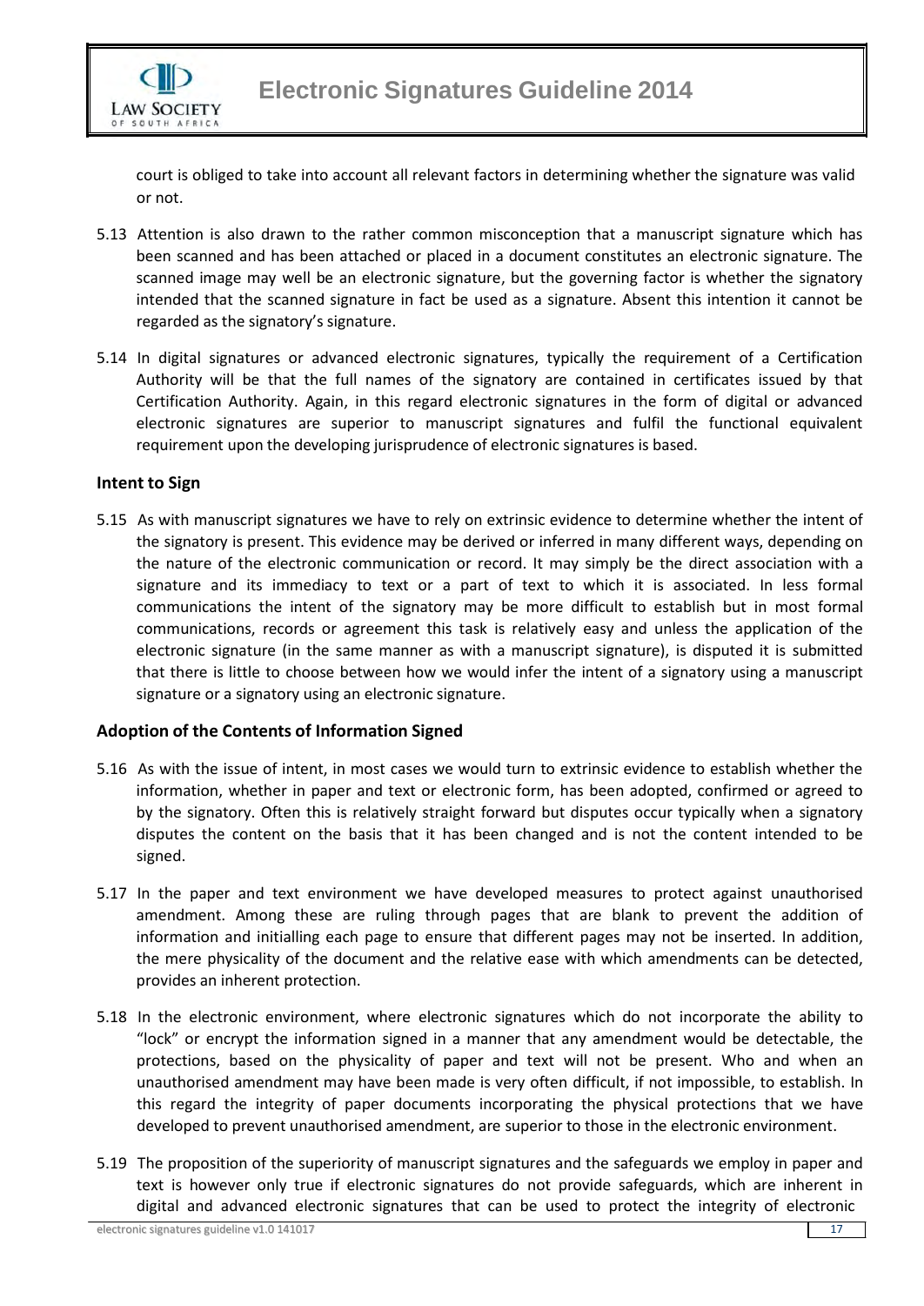court is obliged to take into account all relevant factors in determining whether the signature was valid or not.

5.13 Attention is also drawn to the rather common misconception that a manuscript signature which has been scanned and has been attached or placed in a document constitutes an electronic signature. The scanned image may well be an electronic signature, but the governing factor is whether the signatory intended that the scanned signature in fact be used as a signature. Absent this intention it cannot be regarded as the signatory's signature.

5.14 In digital signatures or advanced electronic signatures, typically the requirement of a Certification Authority will be that the full names of the signatory are contained in certificates issued by that Certification Authority. Again, in this regard electronic signatures in the form of digital or advanced electronic signatures are superior to manuscript signatures and fulfil the functional equivalent requirement upon the developing jurisprudence of electronic signatures is based.

### Intent to Sign

5.15 As with manuscript signatures we have to rely on extrinsic evidence to determine whether the intent of the signatory is present. This evidence may be derived or inferred in many different ways, depending on the nature of the electronic communication or record. It may simply be the direct association with a signature and its immediacy to text or a part of text to which it is associated. In less formal communications the intent of the signatory may be more difficult to establish but in most formal communications, records or agreement this task is relatively easy and unless the application of the electronic signature (in the same manner as with a manuscript signature), is disputed it is submitted that there is little to choose between how we would infer the intent of a signatory using a manuscript signature or a signatory using an electronic signature.

### Adoption of the Contents of Information Signed

5.16 As with the issue of intent, in most cases we would turn to extrinsic evidence to establish whether the information, whether in paper and text or electronic form, has been adopted, confirmed or agreed to by the signatory. Often this is relatively straight forward but disputes occur typically when a signatory disputes the content on the basis that it has been changed and is not the content intended to be signed.

5.17 In the paper and text environment we have developed measures to protect against unauthorised amendment. Among these are ruling through pages that are blank to prevent the addition of information and initialling each page to ensure that different pages may not be inserted. In addition, the mere physicality of the document and the relative ease with which amendments can be detected, provides an inherent protection.

5.18 In the electronic environment, where electronic signatures which do not incorporate the ability to "lock" or encrypt the information signed in a manner that any amendment would be detectable, the protections, based on the physicality of paper and text will not be present. Who and when an unauthorised amendment may have been made is very often difficult, if not impossible, to establish. In this regard the integrity of paper documents incorporating the physical protections that we have developed to prevent unauthorised amendment, are superior to those in the electronic environment.

5.19 The proposition of the superiority of manuscript signatures and the safeguards we employ in paper and text is however only true if electronic signatures do not provide safeguards, which are inherent in digital and advanced electronic signatures that can be used to protect the integrity of electronic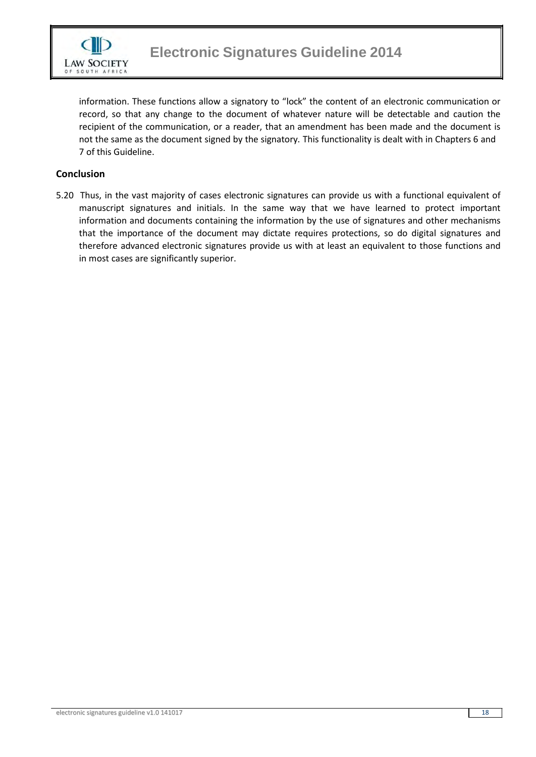information. These functions allow a signatory to "lock" the content of an electronic communication or record, so that any change to the document of whatever nature will be detectable and caution the recipient of the communication, or a reader, that an amendment has been made and the document is not the same as the document signed by the signatory. This functionality is dealt with in Chapters 6 and 7 of this Guideline.

## Conclusion

5.20 Thus, in the vast majority of cases electronic signatures can provide us with a functional equivalent of manuscript signatures and initials. In the same way that we have learned to protect important information and documents containing the information by the use of signatures and other mechanisms that the importance of the document may dictate requires protections, so do digital signatures and therefore advanced electronic signatures provide us with at least an equivalent to those functions and in most cases are significantly superior.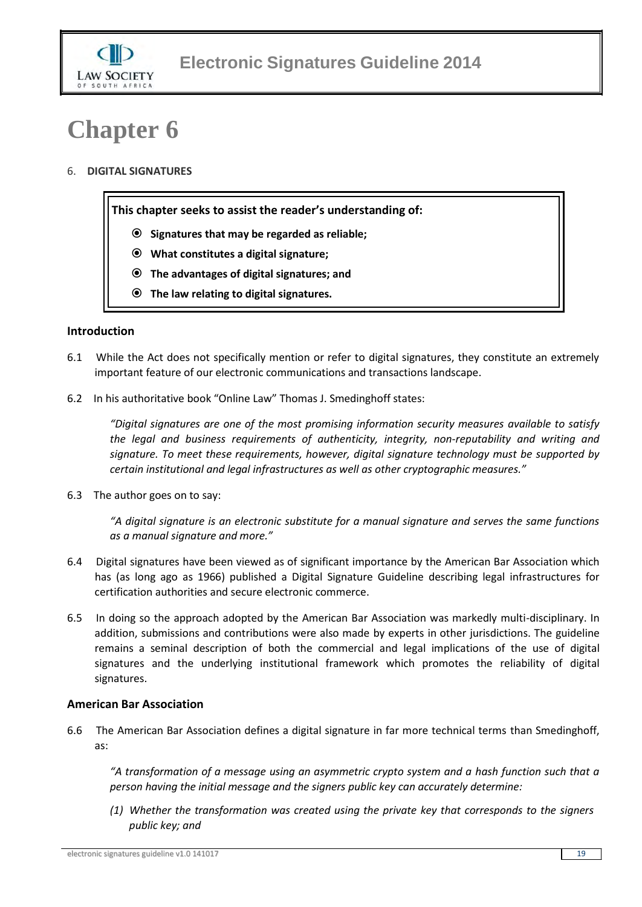# Chapter 6

6. **DIGITAL SIGNATURES**

**This chapter seeks to assist the reader's understanding of:**

- **Signatures that may be regarded as reliable;**
- **What constitutes a digital signature;**
- **The advantages of digital signatures; and**
- **The law relating to digital signatures.**

### Introduction

6.1 While the Act does not specifically mention or refer to digital signatures, they constitute an extremely important feature of our electronic communications and transactions landscape.

6.2 In his authoritative book "Online Law" Thomas J. Smedinghoff states:

> *"Digital signatures are one of the most promising information security measures available to satisfy the legal and business requirements of authenticity, integrity, non-reputability and writing and signature. To meet these requirements, however, digital signature technology must be supported by certain institutional and legal infrastructures as well as other cryptographic measures."*

6.3 The author goes on to say:

> *"A digital signature is an electronic substitute for a manual signature and serves the same functions as a manual signature and more."*

6.4 Digital signatures have been viewed as of significant importance by the American Bar Association which has (as long ago as 1966) published a Digital Signature Guideline describing legal infrastructures for certification authorities and secure electronic commerce.

6.5 In doing so the approach adopted by the American Bar Association was markedly multi-disciplinary. In addition, submissions and contributions were also made by experts in other jurisdictions. The guideline remains a seminal description of both the commercial and legal implications of the use of digital signatures and the underlying institutional framework which promotes the reliability of digital signatures.

### American Bar Association

6.6 The American Bar Association defines a digital signature in far more technical terms than Smedinghoff, as:

> *"A transformation of a message using an asymmetric crypto system and a hash function such that a person having the initial message and the signers public key can accurately determine:*
>
> *(1) Whether the transformation was created using the private key that corresponds to the signers public key; and*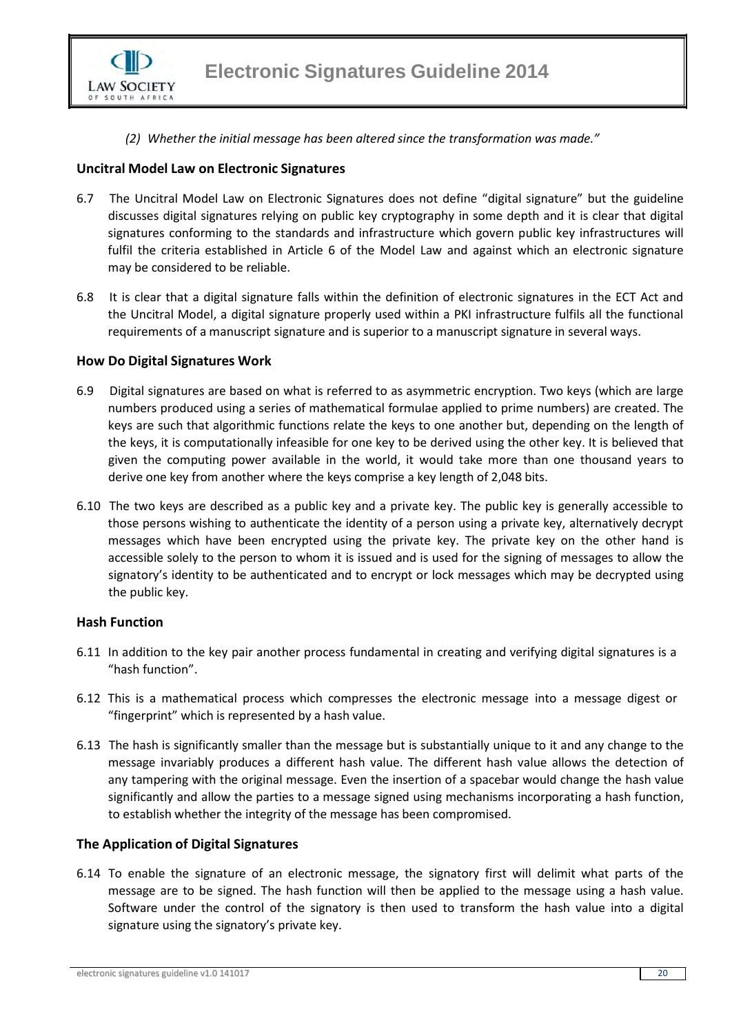*(2) Whether the initial message has been altered since the transformation was made."*

### Uncitral Model Law on Electronic Signatures

6.7 The Uncitral Model Law on Electronic Signatures does not define "digital signature" but the guideline discusses digital signatures relying on public key cryptography in some depth and it is clear that digital signatures conforming to the standards and infrastructure which govern public key infrastructures will fulfil the criteria established in Article 6 of the Model Law and against which an electronic signature may be considered to be reliable.

6.8 It is clear that a digital signature falls within the definition of electronic signatures in the ECT Act and the Uncitral Model, a digital signature properly used within a PKI infrastructure fulfils all the functional requirements of a manuscript signature and is superior to a manuscript signature in several ways.

### How Do Digital Signatures Work

6.9 Digital signatures are based on what is referred to as asymmetric encryption. Two keys (which are large numbers produced using a series of mathematical formulae applied to prime numbers) are created. The keys are such that algorithmic functions relate the keys to one another but, depending on the length of the keys, it is computationally infeasible for one key to be derived using the other key. It is believed that given the computing power available in the world, it would take more than one thousand years to derive one key from another where the keys comprise a key length of 2,048 bits.

6.10 The two keys are described as a public key and a private key. The public key is generally accessible to those persons wishing to authenticate the identity of a person using a private key, alternatively decrypt messages which have been encrypted using the private key. The private key on the other hand is accessible solely to the person to whom it is issued and is used for the signing of messages to allow the signatory's identity to be authenticated and to encrypt or lock messages which may be decrypted using the public key.

### Hash Function

6.11 In addition to the key pair another process fundamental in creating and verifying digital signatures is a "hash function".

6.12 This is a mathematical process which compresses the electronic message into a message digest or "fingerprint" which is represented by a hash value.

6.13 The hash is significantly smaller than the message but is substantially unique to it and any change to the message invariably produces a different hash value. The different hash value allows the detection of any tampering with the original message. Even the insertion of a spacebar would change the hash value significantly and allow the parties to a message signed using mechanisms incorporating a hash function, to establish whether the integrity of the message has been compromised.

### The Application of Digital Signatures

6.14 To enable the signature of an electronic message, the signatory first will delimit what parts of the message are to be signed. The hash function will then be applied to the message using a hash value. Software under the control of the signatory is then used to transform the hash value into a digital signature using the signatory's private key.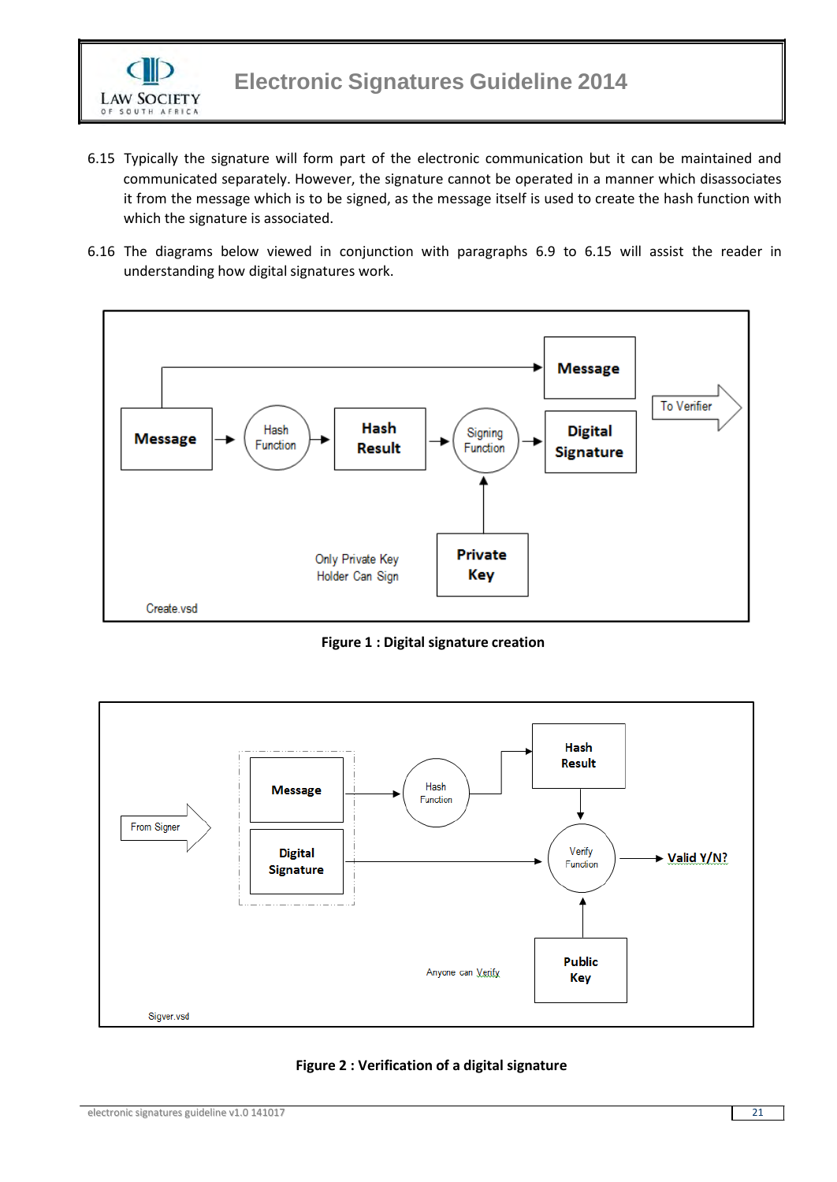6.15 Typically the signature will form part of the electronic communication but it can be maintained and communicated separately. However, the signature cannot be operated in a manner which disassociates it from the message which is to be signed, as the message itself is used to create the hash function with which the signature is associated.

6.16 The diagrams below viewed in conjunction with paragraphs 6.9 to 6.15 will assist the reader in understanding how digital signatures work.

**Figure 1 : Digital signature creation**

**Figure 2 : Verification of a digital signature**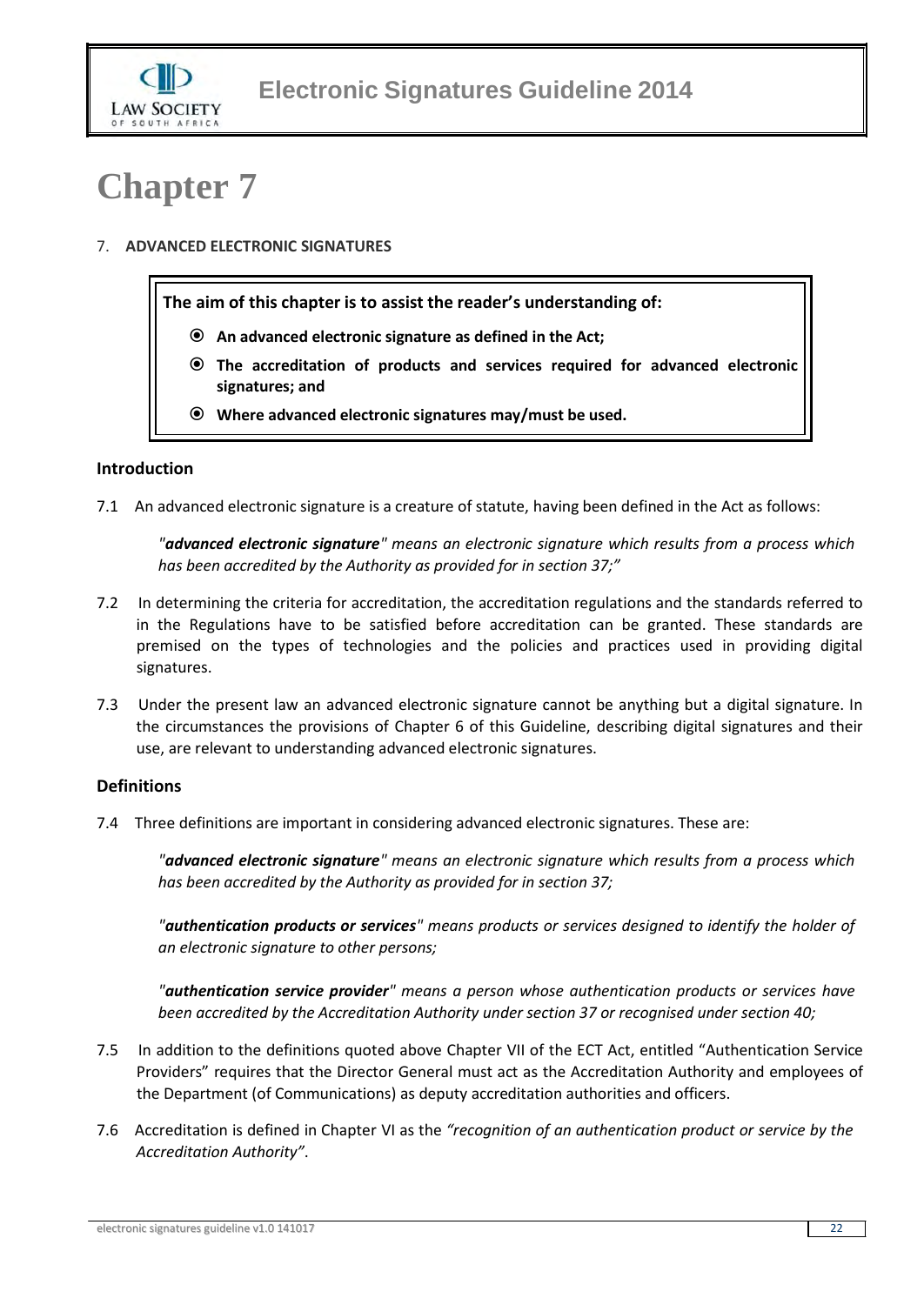# Chapter 7

7. **ADVANCED ELECTRONIC SIGNATURES**

> **The aim of this chapter is to assist the reader's understanding of:**
>
> - **An advanced electronic signature as defined in the Act;**
> - **The accreditation of products and services required for advanced electronic signatures; and**
> - **Where advanced electronic signatures may/must be used.**

### Introduction

7.1 An advanced electronic signature is a creature of statute, having been defined in the Act as follows:

> *"**advanced electronic signature**" means an electronic signature which results from a process which has been accredited by the Authority as provided for in section 37;"*

7.2 In determining the criteria for accreditation, the accreditation regulations and the standards referred to in the Regulations have to be satisfied before accreditation can be granted. These standards are premised on the types of technologies and the policies and practices used in providing digital signatures.

7.3 Under the present law an advanced electronic signature cannot be anything but a digital signature. In the circumstances the provisions of Chapter 6 of this Guideline, describing digital signatures and their use, are relevant to understanding advanced electronic signatures.

### Definitions

7.4 Three definitions are important in considering advanced electronic signatures. These are:

> *"**advanced electronic signature**" means an electronic signature which results from a process which has been accredited by the Authority as provided for in section 37;*
>
> *"**authentication products or services**" means products or services designed to identify the holder of an electronic signature to other persons;*
>
> *"**authentication service provider**" means a person whose authentication products or services have been accredited by the Accreditation Authority under section 37 or recognised under section 40;*

7.5 In addition to the definitions quoted above Chapter VII of the ECT Act, entitled "Authentication Service Providers" requires that the Director General must act as the Accreditation Authority and employees of the Department (of Communications) as deputy accreditation authorities and officers.

7.6 Accreditation is defined in Chapter VI as the *"recognition of an authentication product or service by the Accreditation Authority"*.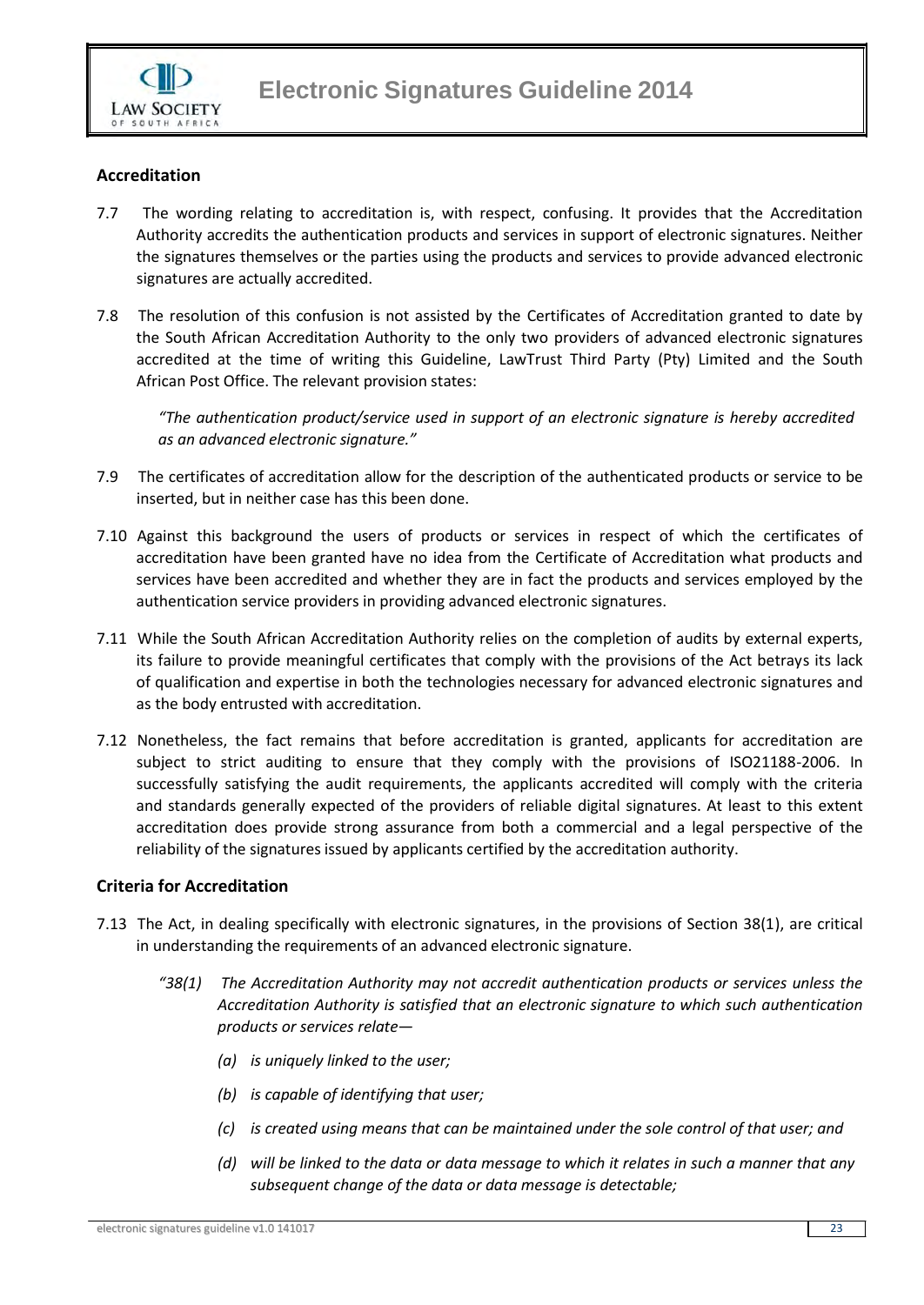### Accreditation

7.7 The wording relating to accreditation is, with respect, confusing. It provides that the Accreditation Authority accredits the authentication products and services in support of electronic signatures. Neither the signatures themselves or the parties using the products and services to provide advanced electronic signatures are actually accredited.

7.8 The resolution of this confusion is not assisted by the Certificates of Accreditation granted to date by the South African Accreditation Authority to the only two providers of advanced electronic signatures accredited at the time of writing this Guideline, LawTrust Third Party (Pty) Limited and the South African Post Office. The relevant provision states:

> *"The authentication product/service used in support of an electronic signature is hereby accredited as an advanced electronic signature."*

7.9 The certificates of accreditation allow for the description of the authenticated products or service to be inserted, but in neither case has this been done.

7.10 Against this background the users of products or services in respect of which the certificates of accreditation have been granted have no idea from the Certificate of Accreditation what products and services have been accredited and whether they are in fact the products and services employed by the authentication service providers in providing advanced electronic signatures.

7.11 While the South African Accreditation Authority relies on the completion of audits by external experts, its failure to provide meaningful certificates that comply with the provisions of the Act betrays its lack of qualification and expertise in both the technologies necessary for advanced electronic signatures and as the body entrusted with accreditation.

7.12 Nonetheless, the fact remains that before accreditation is granted, applicants for accreditation are subject to strict auditing to ensure that they comply with the provisions of ISO21188-2006. In successfully satisfying the audit requirements, the applicants accredited will comply with the criteria and standards generally expected of the providers of reliable digital signatures. At least to this extent accreditation does provide strong assurance from both a commercial and a legal perspective of the reliability of the signatures issued by applicants certified by the accreditation authority.

### Criteria for Accreditation

7.13 The Act, in dealing specifically with electronic signatures, in the provisions of Section 38(1), are critical in understanding the requirements of an advanced electronic signature.

> *"38(1) The Accreditation Authority may not accredit authentication products or services unless the Accreditation Authority is satisfied that an electronic signature to which such authentication products or services relate—*
>
> *(a) is uniquely linked to the user;*
>
> *(b) is capable of identifying that user;*
>
> *(c) is created using means that can be maintained under the sole control of that user; and*
>
> *(d) will be linked to the data or data message to which it relates in such a manner that any subsequent change of the data or data message is detectable;*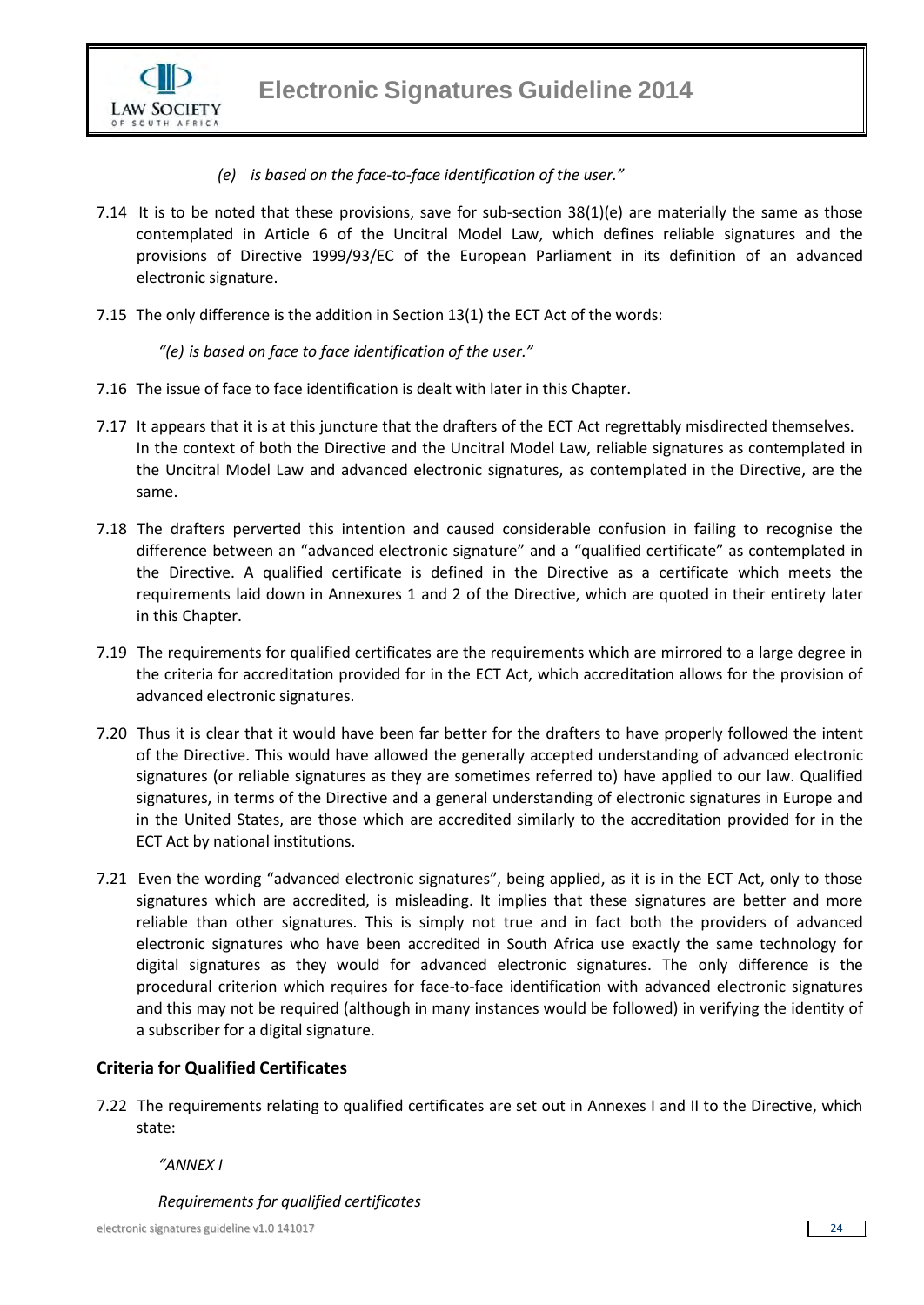*(e) is based on the face-to-face identification of the user."*

7.14 It is to be noted that these provisions, save for sub-section 38(1)(e) are materially the same as those contemplated in Article 6 of the Uncitral Model Law, which defines reliable signatures and the provisions of Directive 1999/93/EC of the European Parliament in its definition of an advanced electronic signature.

7.15 The only difference is the addition in Section 13(1) the ECT Act of the words:

*"(e) is based on face to face identification of the user."*

7.16 The issue of face to face identification is dealt with later in this Chapter.

7.17 It appears that it is at this juncture that the drafters of the ECT Act regrettably misdirected themselves. In the context of both the Directive and the Uncitral Model Law, reliable signatures as contemplated in the Uncitral Model Law and advanced electronic signatures, as contemplated in the Directive, are the same.

7.18 The drafters perverted this intention and caused considerable confusion in failing to recognise the difference between an "advanced electronic signature" and a "qualified certificate" as contemplated in the Directive. A qualified certificate is defined in the Directive as a certificate which meets the requirements laid down in Annexures 1 and 2 of the Directive, which are quoted in their entirety later in this Chapter.

7.19 The requirements for qualified certificates are the requirements which are mirrored to a large degree in the criteria for accreditation provided for in the ECT Act, which accreditation allows for the provision of advanced electronic signatures.

7.20 Thus it is clear that it would have been far better for the drafters to have properly followed the intent of the Directive. This would have allowed the generally accepted understanding of advanced electronic signatures (or reliable signatures as they are sometimes referred to) have applied to our law. Qualified signatures, in terms of the Directive and a general understanding of electronic signatures in Europe and in the United States, are those which are accredited similarly to the accreditation provided for in the ECT Act by national institutions.

7.21 Even the wording "advanced electronic signatures", being applied, as it is in the ECT Act, only to those signatures which are accredited, is misleading. It implies that these signatures are better and more reliable than other signatures. This is simply not true and in fact both the providers of advanced electronic signatures who have been accredited in South Africa use exactly the same technology for digital signatures as they would for advanced electronic signatures. The only difference is the procedural criterion which requires for face-to-face identification with advanced electronic signatures and this may not be required (although in many instances would be followed) in verifying the identity of a subscriber for a digital signature.

## Criteria for Qualified Certificates

7.22 The requirements relating to qualified certificates are set out in Annexes I and II to the Directive, which state:

*"ANNEX I*

*Requirements for qualified certificates*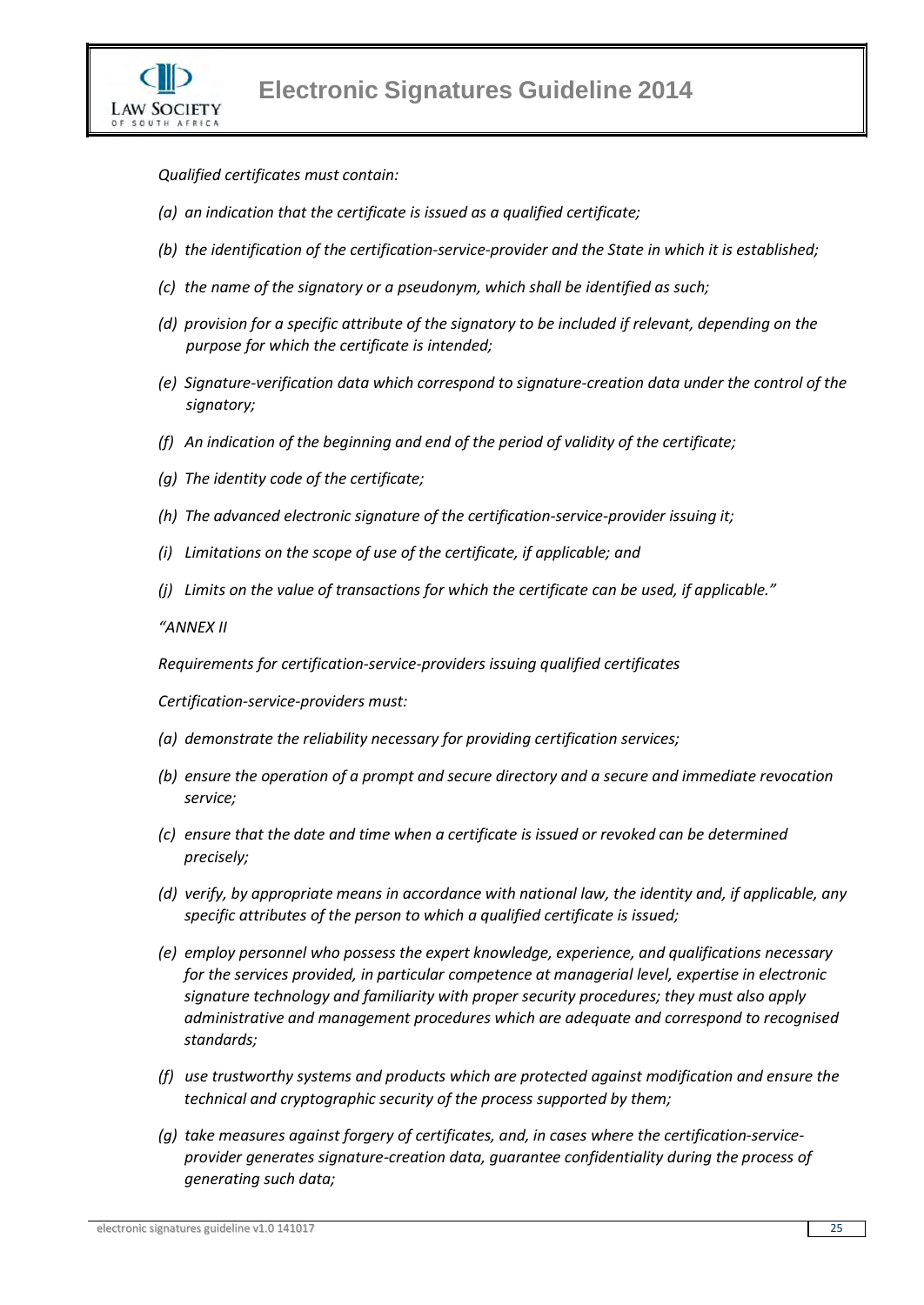*Qualified certificates must contain:*

*(a) an indication that the certificate is issued as a qualified certificate;*

*(b) the identification of the certification-service-provider and the State in which it is established;*

*(c) the name of the signatory or a pseudonym, which shall be identified as such;*

*(d) provision for a specific attribute of the signatory to be included if relevant, depending on the purpose for which the certificate is intended;*

*(e) Signature-verification data which correspond to signature-creation data under the control of the signatory;*

*(f) An indication of the beginning and end of the period of validity of the certificate;*

*(g) The identity code of the certificate;*

*(h) The advanced electronic signature of the certification-service-provider issuing it;*

*(i) Limitations on the scope of use of the certificate, if applicable; and*

*(j) Limits on the value of transactions for which the certificate can be used, if applicable."*

*"ANNEX II*

*Requirements for certification-service-providers issuing qualified certificates*

*Certification-service-providers must:*

*(a) demonstrate the reliability necessary for providing certification services;*

*(b) ensure the operation of a prompt and secure directory and a secure and immediate revocation service;*

*(c) ensure that the date and time when a certificate is issued or revoked can be determined precisely;*

*(d) verify, by appropriate means in accordance with national law, the identity and, if applicable, any specific attributes of the person to which a qualified certificate is issued;*

*(e) employ personnel who possess the expert knowledge, experience, and qualifications necessary for the services provided, in particular competence at managerial level, expertise in electronic signature technology and familiarity with proper security procedures; they must also apply administrative and management procedures which are adequate and correspond to recognised standards;*

*(f) use trustworthy systems and products which are protected against modification and ensure the technical and cryptographic security of the process supported by them;*

*(g) take measures against forgery of certificates, and, in cases where the certification-service-provider generates signature-creation data, guarantee confidentiality during the process of generating such data;*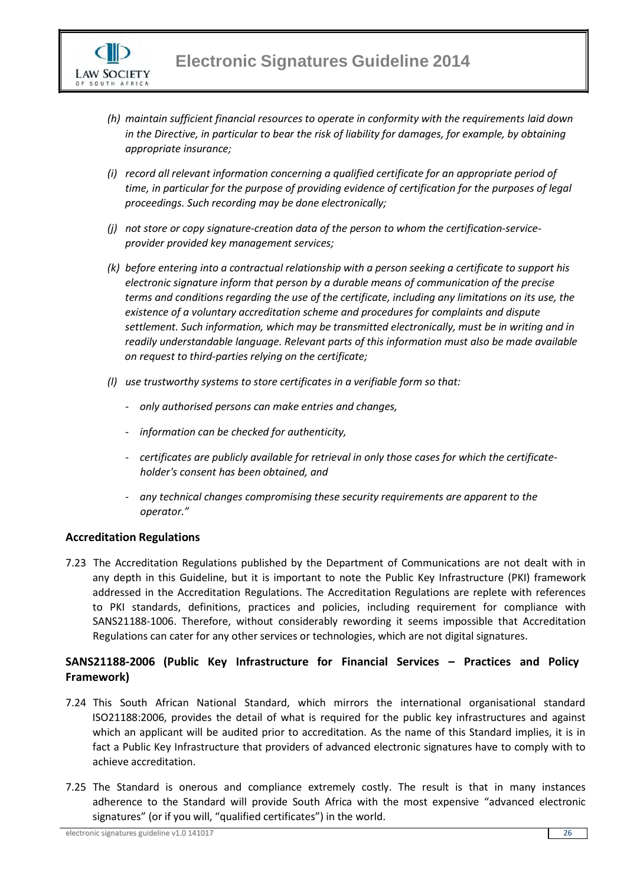*(h) maintain sufficient financial resources to operate in conformity with the requirements laid down in the Directive, in particular to bear the risk of liability for damages, for example, by obtaining appropriate insurance;*

*(i) record all relevant information concerning a qualified certificate for an appropriate period of time, in particular for the purpose of providing evidence of certification for the purposes of legal proceedings. Such recording may be done electronically;*

*(j) not store or copy signature-creation data of the person to whom the certification-service-provider provided key management services;*

*(k) before entering into a contractual relationship with a person seeking a certificate to support his electronic signature inform that person by a durable means of communication of the precise terms and conditions regarding the use of the certificate, including any limitations on its use, the existence of a voluntary accreditation scheme and procedures for complaints and dispute settlement. Such information, which may be transmitted electronically, must be in writing and in readily understandable language. Relevant parts of this information must also be made available on request to third-parties relying on the certificate;*

*(l) use trustworthy systems to store certificates in a verifiable form so that:*

- *only authorised persons can make entries and changes,*
- *information can be checked for authenticity,*
- *certificates are publicly available for retrieval in only those cases for which the certificate-holder's consent has been obtained, and*
- *any technical changes compromising these security requirements are apparent to the operator."*

### Accreditation Regulations

7.23 The Accreditation Regulations published by the Department of Communications are not dealt with in any depth in this Guideline, but it is important to note the Public Key Infrastructure (PKI) framework addressed in the Accreditation Regulations. The Accreditation Regulations are replete with references to PKI standards, definitions, practices and policies, including requirement for compliance with SANS21188-1006. Therefore, without considerably rewording it seems impossible that Accreditation Regulations can cater for any other services or technologies, which are not digital signatures.

### SANS21188-2006 (Public Key Infrastructure for Financial Services – Practices and Policy Framework)

7.24 This South African National Standard, which mirrors the international organisational standard ISO21188:2006, provides the detail of what is required for the public key infrastructures and against which an applicant will be audited prior to accreditation. As the name of this Standard implies, it is in fact a Public Key Infrastructure that providers of advanced electronic signatures have to comply with to achieve accreditation.

7.25 The Standard is onerous and compliance extremely costly. The result is that in many instances adherence to the Standard will provide South Africa with the most expensive "advanced electronic signatures" (or if you will, "qualified certificates") in the world.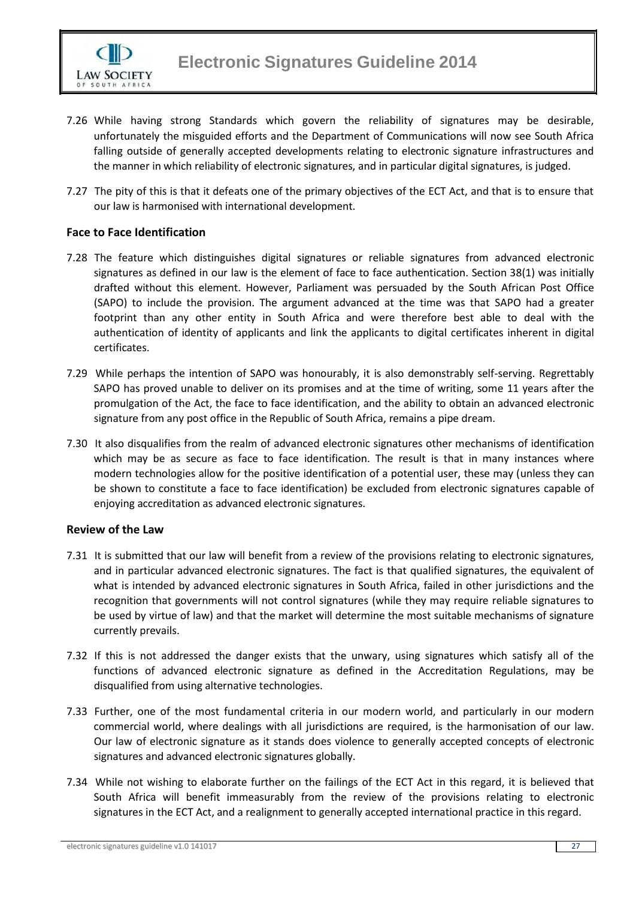7.26 While having strong Standards which govern the reliability of signatures may be desirable, unfortunately the misguided efforts and the Department of Communications will now see South Africa falling outside of generally accepted developments relating to electronic signature infrastructures and the manner in which reliability of electronic signatures, and in particular digital signatures, is judged.

7.27 The pity of this is that it defeats one of the primary objectives of the ECT Act, and that is to ensure that our law is harmonised with international development.

### Face to Face Identification

7.28 The feature which distinguishes digital signatures or reliable signatures from advanced electronic signatures as defined in our law is the element of face to face authentication. Section 38(1) was initially drafted without this element. However, Parliament was persuaded by the South African Post Office (SAPO) to include the provision. The argument advanced at the time was that SAPO had a greater footprint than any other entity in South Africa and were therefore best able to deal with the authentication of identity of applicants and link the applicants to digital certificates inherent in digital certificates.

7.29 While perhaps the intention of SAPO was honourably, it is also demonstrably self-serving. Regrettably SAPO has proved unable to deliver on its promises and at the time of writing, some 11 years after the promulgation of the Act, the face to face identification, and the ability to obtain an advanced electronic signature from any post office in the Republic of South Africa, remains a pipe dream.

7.30 It also disqualifies from the realm of advanced electronic signatures other mechanisms of identification which may be as secure as face to face identification. The result is that in many instances where modern technologies allow for the positive identification of a potential user, these may (unless they can be shown to constitute a face to face identification) be excluded from electronic signatures capable of enjoying accreditation as advanced electronic signatures.

### Review of the Law

7.31 It is submitted that our law will benefit from a review of the provisions relating to electronic signatures, and in particular advanced electronic signatures. The fact is that qualified signatures, the equivalent of what is intended by advanced electronic signatures in South Africa, failed in other jurisdictions and the recognition that governments will not control signatures (while they may require reliable signatures to be used by virtue of law) and that the market will determine the most suitable mechanisms of signature currently prevails.

7.32 If this is not addressed the danger exists that the unwary, using signatures which satisfy all of the functions of advanced electronic signature as defined in the Accreditation Regulations, may be disqualified from using alternative technologies.

7.33 Further, one of the most fundamental criteria in our modern world, and particularly in our modern commercial world, where dealings with all jurisdictions are required, is the harmonisation of our law. Our law of electronic signature as it stands does violence to generally accepted concepts of electronic signatures and advanced electronic signatures globally.

7.34 While not wishing to elaborate further on the failings of the ECT Act in this regard, it is believed that South Africa will benefit immeasurably from the review of the provisions relating to electronic signatures in the ECT Act, and a realignment to generally accepted international practice in this regard.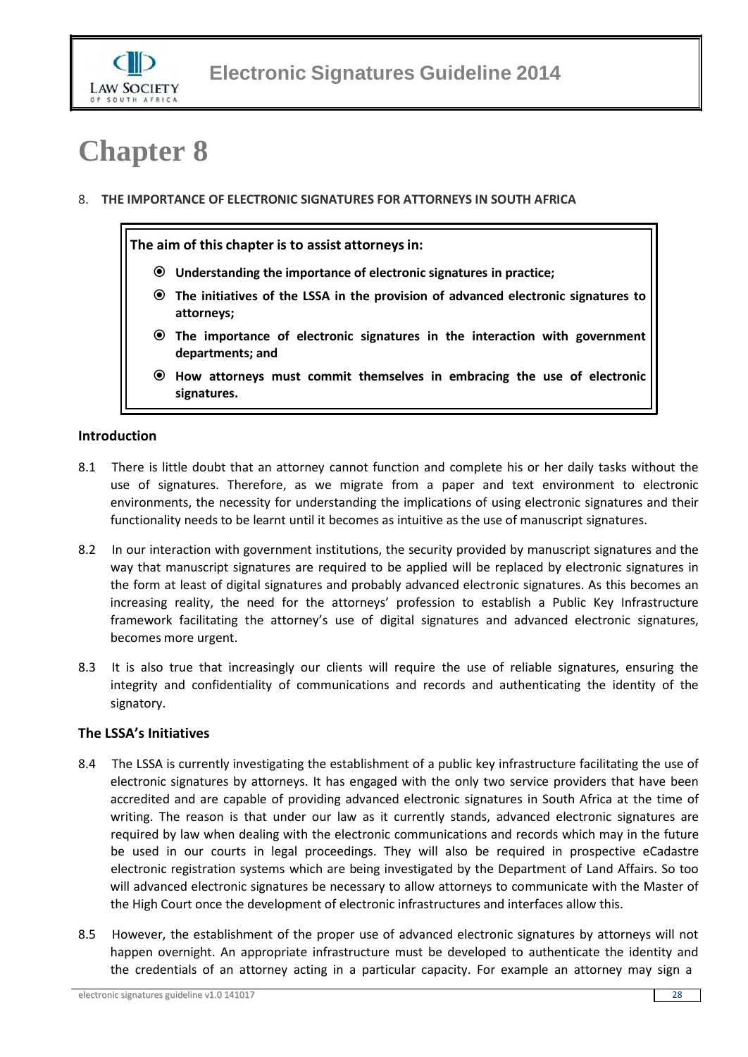# Chapter 8

8. **THE IMPORTANCE OF ELECTRONIC SIGNATURES FOR ATTORNEYS IN SOUTH AFRICA**

**The aim of this chapter is to assist attorneys in:**

- **Understanding the importance of electronic signatures in practice;**
- **The initiatives of the LSSA in the provision of advanced electronic signatures to attorneys;**
- **The importance of electronic signatures in the interaction with government departments; and**
- **How attorneys must commit themselves in embracing the use of electronic signatures.**

### Introduction

8.1 There is little doubt that an attorney cannot function and complete his or her daily tasks without the use of signatures. Therefore, as we migrate from a paper and text environment to electronic environments, the necessity for understanding the implications of using electronic signatures and their functionality needs to be learnt until it becomes as intuitive as the use of manuscript signatures.

8.2 In our interaction with government institutions, the security provided by manuscript signatures and the way that manuscript signatures are required to be applied will be replaced by electronic signatures in the form at least of digital signatures and probably advanced electronic signatures. As this becomes an increasing reality, the need for the attorneys' profession to establish a Public Key Infrastructure framework facilitating the attorney's use of digital signatures and advanced electronic signatures, becomes more urgent.

8.3 It is also true that increasingly our clients will require the use of reliable signatures, ensuring the integrity and confidentiality of communications and records and authenticating the identity of the signatory.

### The LSSA's Initiatives

8.4 The LSSA is currently investigating the establishment of a public key infrastructure facilitating the use of electronic signatures by attorneys. It has engaged with the only two service providers that have been accredited and are capable of providing advanced electronic signatures in South Africa at the time of writing. The reason is that under our law as it currently stands, advanced electronic signatures are required by law when dealing with the electronic communications and records which may in the future be used in our courts in legal proceedings. They will also be required in prospective eCadastre electronic registration systems which are being investigated by the Department of Land Affairs. So too will advanced electronic signatures be necessary to allow attorneys to communicate with the Master of the High Court once the development of electronic infrastructures and interfaces allow this.

8.5 However, the establishment of the proper use of advanced electronic signatures by attorneys will not happen overnight. An appropriate infrastructure must be developed to authenticate the identity and the credentials of an attorney acting in a particular capacity. For example an attorney may sign a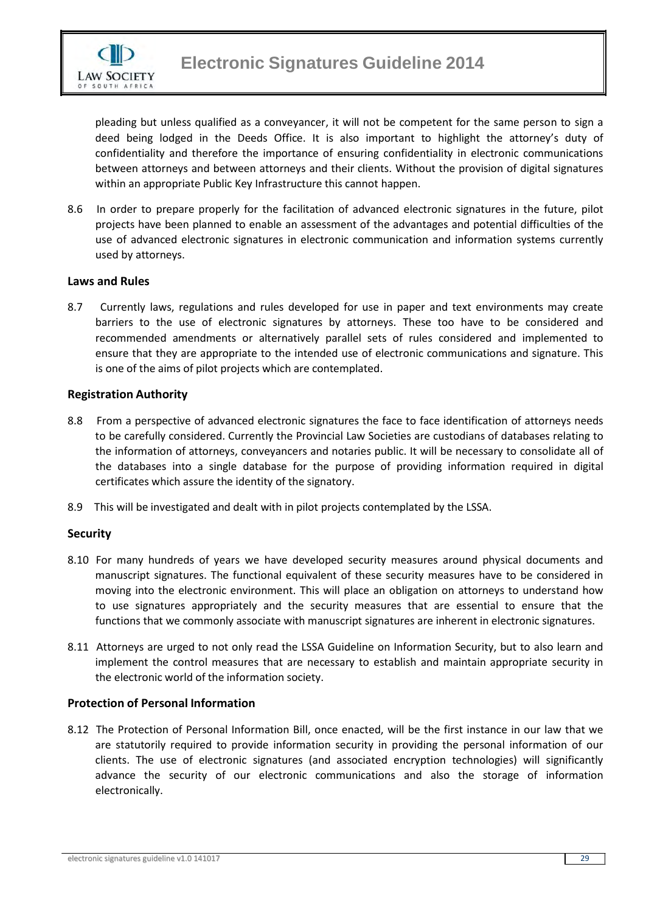pleading but unless qualified as a conveyancer, it will not be competent for the same person to sign a deed being lodged in the Deeds Office. It is also important to highlight the attorney's duty of confidentiality and therefore the importance of ensuring confidentiality in electronic communications between attorneys and between attorneys and their clients. Without the provision of digital signatures within an appropriate Public Key Infrastructure this cannot happen.

8.6 In order to prepare properly for the facilitation of advanced electronic signatures in the future, pilot projects have been planned to enable an assessment of the advantages and potential difficulties of the use of advanced electronic signatures in electronic communication and information systems currently used by attorneys.

### Laws and Rules

8.7 Currently laws, regulations and rules developed for use in paper and text environments may create barriers to the use of electronic signatures by attorneys. These too have to be considered and recommended amendments or alternatively parallel sets of rules considered and implemented to ensure that they are appropriate to the intended use of electronic communications and signature. This is one of the aims of pilot projects which are contemplated.

### Registration Authority

8.8 From a perspective of advanced electronic signatures the face to face identification of attorneys needs to be carefully considered. Currently the Provincial Law Societies are custodians of databases relating to the information of attorneys, conveyancers and notaries public. It will be necessary to consolidate all of the databases into a single database for the purpose of providing information required in digital certificates which assure the identity of the signatory.

8.9 This will be investigated and dealt with in pilot projects contemplated by the LSSA.

### Security

8.10 For many hundreds of years we have developed security measures around physical documents and manuscript signatures. The functional equivalent of these security measures have to be considered in moving into the electronic environment. This will place an obligation on attorneys to understand how to use signatures appropriately and the security measures that are essential to ensure that the functions that we commonly associate with manuscript signatures are inherent in electronic signatures.

8.11 Attorneys are urged to not only read the LSSA Guideline on Information Security, but to also learn and implement the control measures that are necessary to establish and maintain appropriate security in the electronic world of the information society.

### Protection of Personal Information

8.12 The Protection of Personal Information Bill, once enacted, will be the first instance in our law that we are statutorily required to provide information security in providing the personal information of our clients. The use of electronic signatures (and associated encryption technologies) will significantly advance the security of our electronic communications and also the storage of information electronically.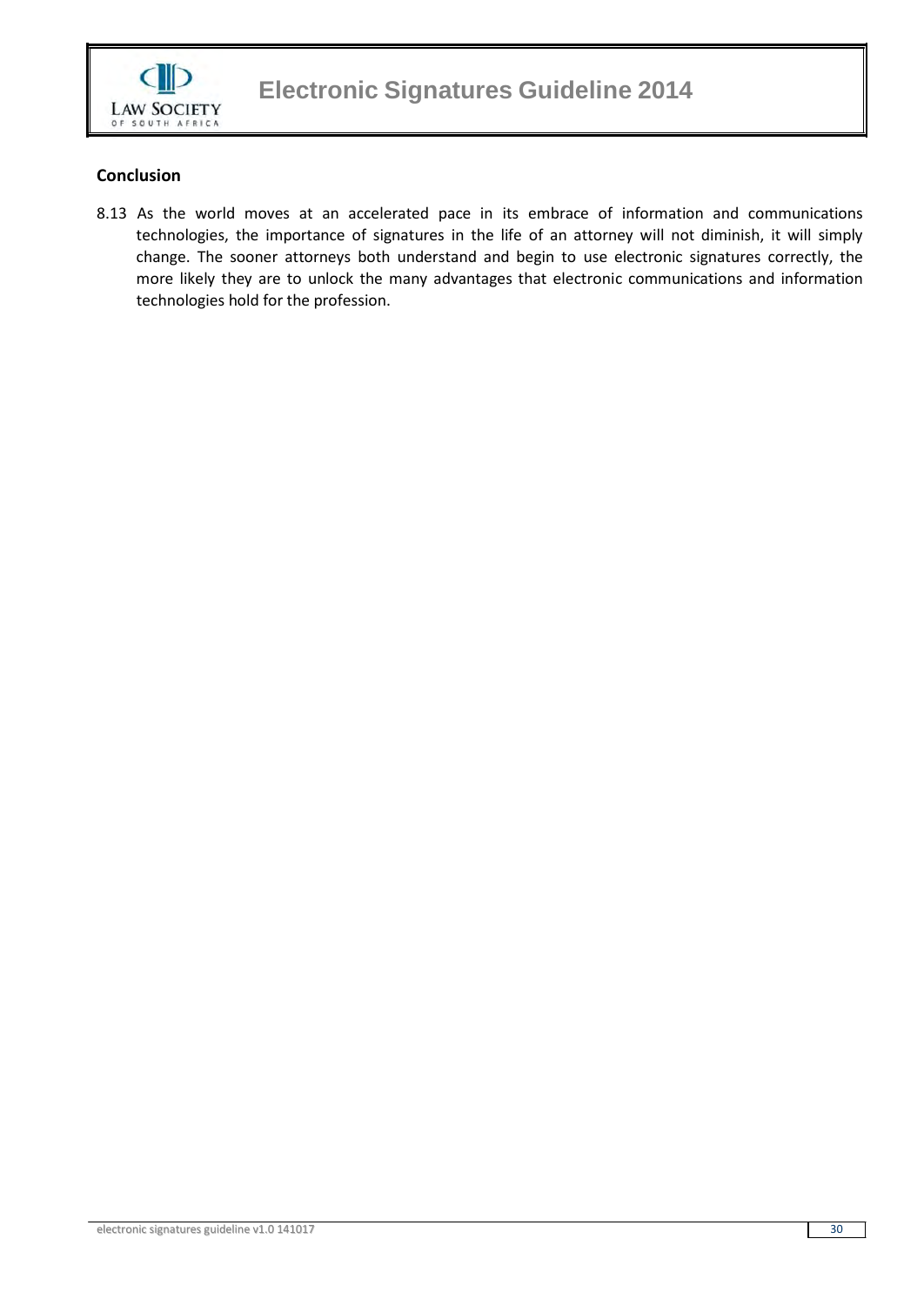## Conclusion

8.13 As the world moves at an accelerated pace in its embrace of information and communications technologies, the importance of signatures in the life of an attorney will not diminish, it will simply change. The sooner attorneys both understand and begin to use electronic signatures correctly, the more likely they are to unlock the many advantages that electronic communications and information technologies hold for the profession.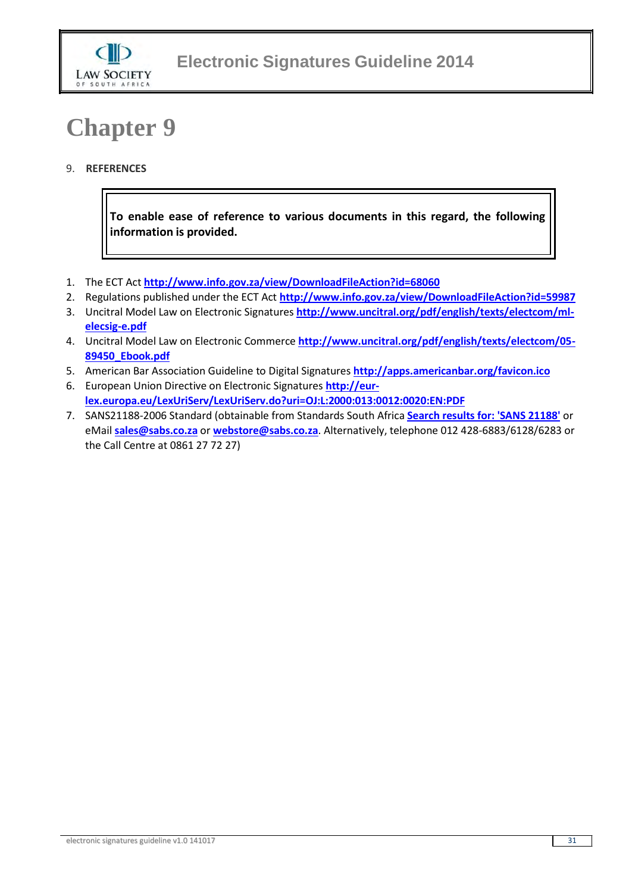# Chapter 9

9. **REFERENCES**

**To enable ease of reference to various documents in this regard, the following information is provided.**

1. The ECT Act **http://www.info.gov.za/view/DownloadFileAction?id=68060**
2. Regulations published under the ECT Act **http://www.info.gov.za/view/DownloadFileAction?id=59987**
3. Uncitral Model Law on Electronic Signatures **http://www.uncitral.org/pdf/english/texts/electcom/ml-elecsig-e.pdf**
4. Uncitral Model Law on Electronic Commerce **http://www.uncitral.org/pdf/english/texts/electcom/05-89450_Ebook.pdf**
5. American Bar Association Guideline to Digital Signatures **http://apps.americanbar.org/favicon.ico**
6. European Union Directive on Electronic Signatures **http://eur-lex.europa.eu/LexUriServ/LexUriServ.do?uri=OJ:L:2000:013:0012:0020:EN:PDF**
7. SANS21188-2006 Standard (obtainable from Standards South Africa **Search results for: 'SANS 21188'** or eMail **sales@sabs.co.za** or **webstore@sabs.co.za**. Alternatively, telephone 012 428-6883/6128/6283 or the Call Centre at 0861 27 72 27)